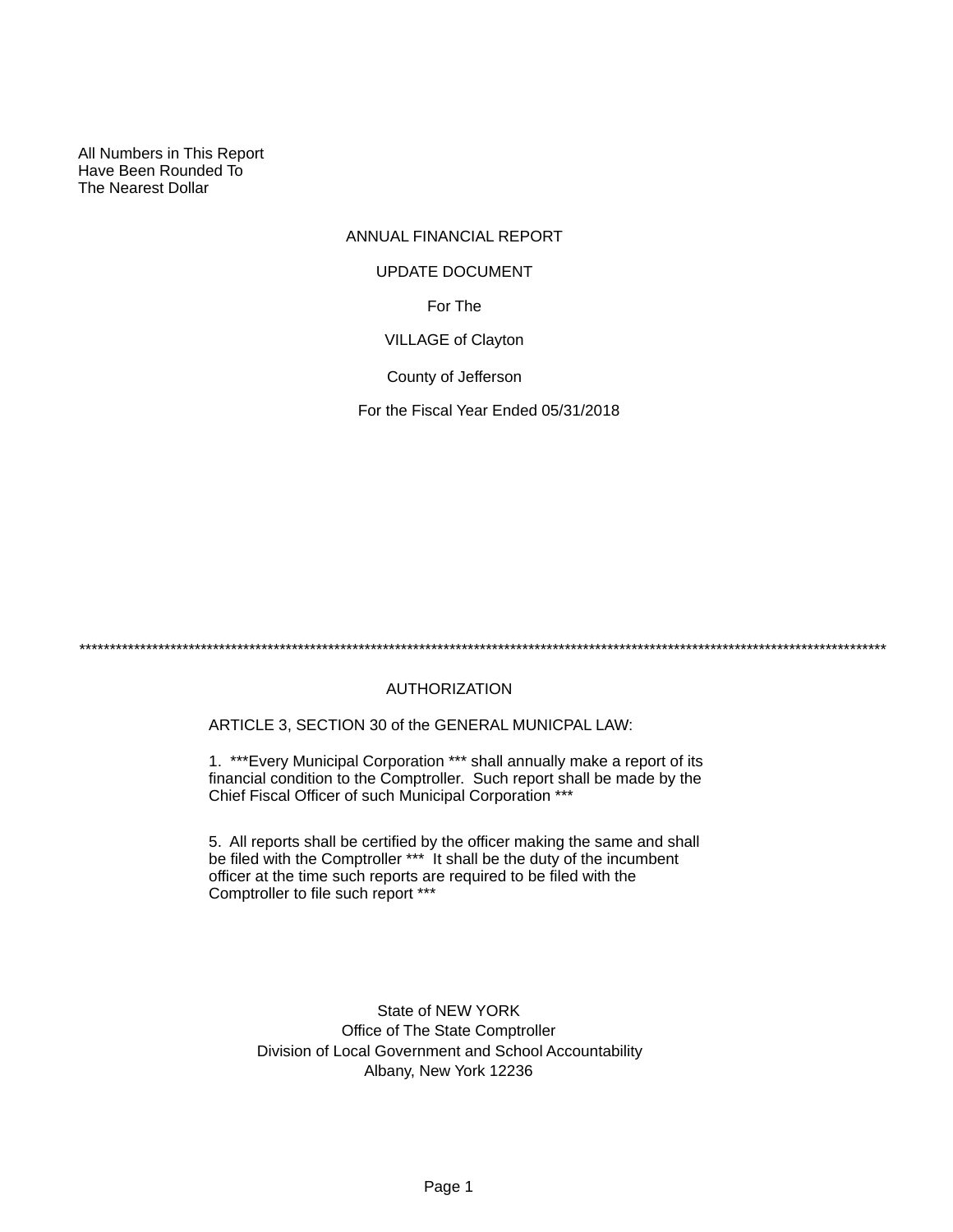All Numbers in This Report
Have Been Rounded To
The Nearest Dollar

# ANNUAL FINANCIAL REPORT

## UPDATE DOCUMENT

For The

VILLAGE of Clayton

County of Jefferson

For the Fiscal Year Ended 05/31/2018

*********************************************************************************************************************************

## AUTHORIZATION

ARTICLE 3, SECTION 30 of the GENERAL MUNICPAL LAW:

1. ***Every Municipal Corporation *** shall annually make a report of its financial condition to the Comptroller. Such report shall be made by the Chief Fiscal Officer of such Municipal Corporation ***

5. All reports shall be certified by the officer making the same and shall be filed with the Comptroller *** It shall be the duty of the incumbent officer at the time such reports are required to be filed with the Comptroller to file such report ***

State of NEW YORK
Office of The State Comptroller
Division of Local Government and School Accountability
Albany, New York 12236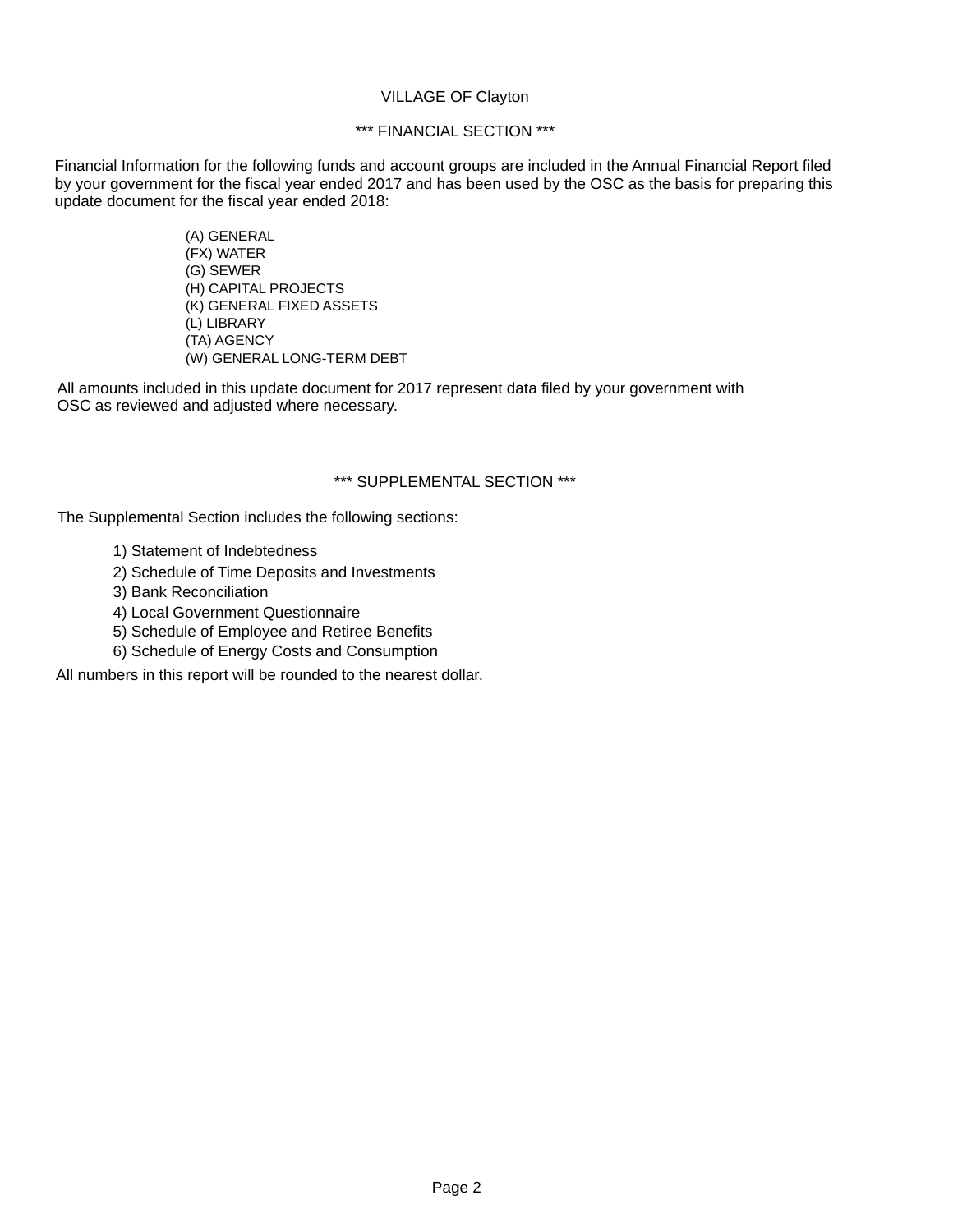VILLAGE OF Clayton

*** FINANCIAL SECTION ***

Financial Information for the following funds and account groups are included in the Annual Financial Report filed by your government for the fiscal year ended 2017 and has been used by the OSC as the basis for preparing this update document for the fiscal year ended 2018:

(A) GENERAL
(FX) WATER
(G) SEWER
(H) CAPITAL PROJECTS
(K) GENERAL FIXED ASSETS
(L) LIBRARY
(TA) AGENCY
(W) GENERAL LONG-TERM DEBT

All amounts included in this update document for 2017 represent data filed by your government with OSC as reviewed and adjusted where necessary.

*** SUPPLEMENTAL SECTION ***

The Supplemental Section includes the following sections:

1) Statement of Indebtedness
2) Schedule of Time Deposits and Investments
3) Bank Reconciliation
4) Local Government Questionnaire
5) Schedule of Employee and Retiree Benefits
6) Schedule of Energy Costs and Consumption

All numbers in this report will be rounded to the nearest dollar.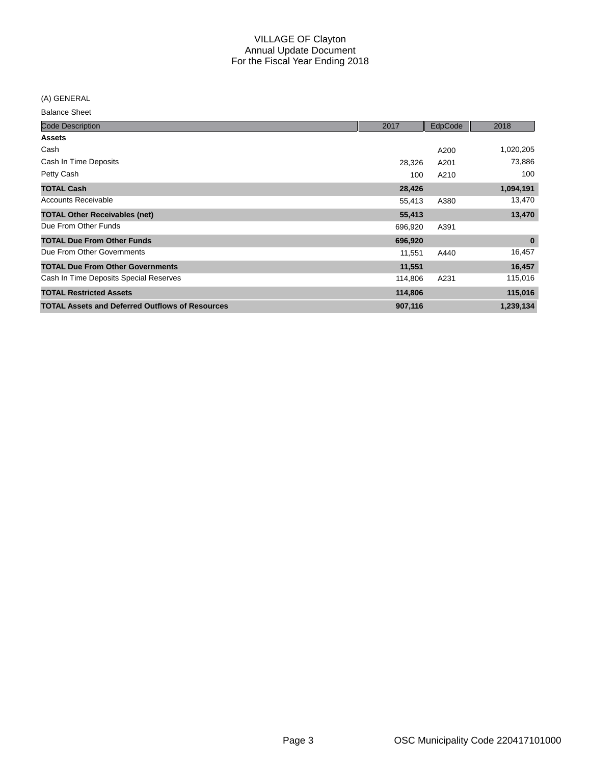# VILLAGE OF Clayton
## Annual Update Document
## For the Fiscal Year Ending 2018

(A) GENERAL

Balance Sheet

| Code Description | 2017 | EdpCode | 2018 |
|---|---|---|---|
| **Assets** | | | |
| Cash | | A200 | 1,020,205 |
| Cash In Time Deposits | 28,326 | A201 | 73,886 |
| Petty Cash | 100 | A210 | 100 |
| **TOTAL Cash** | **28,426** | | **1,094,191** |
| Accounts Receivable | 55,413 | A380 | 13,470 |
| **TOTAL Other Receivables (net)** | **55,413** | | **13,470** |
| Due From Other Funds | 696,920 | A391 | |
| **TOTAL Due From Other Funds** | **696,920** | | **0** |
| Due From Other Governments | 11,551 | A440 | 16,457 |
| **TOTAL Due From Other Governments** | **11,551** | | **16,457** |
| Cash In Time Deposits Special Reserves | 114,806 | A231 | 115,016 |
| **TOTAL Restricted Assets** | **114,806** | | **115,016** |
| **TOTAL Assets and Deferred Outflows of Resources** | **907,116** | | **1,239,134** |

OSC Municipality Code 220417101000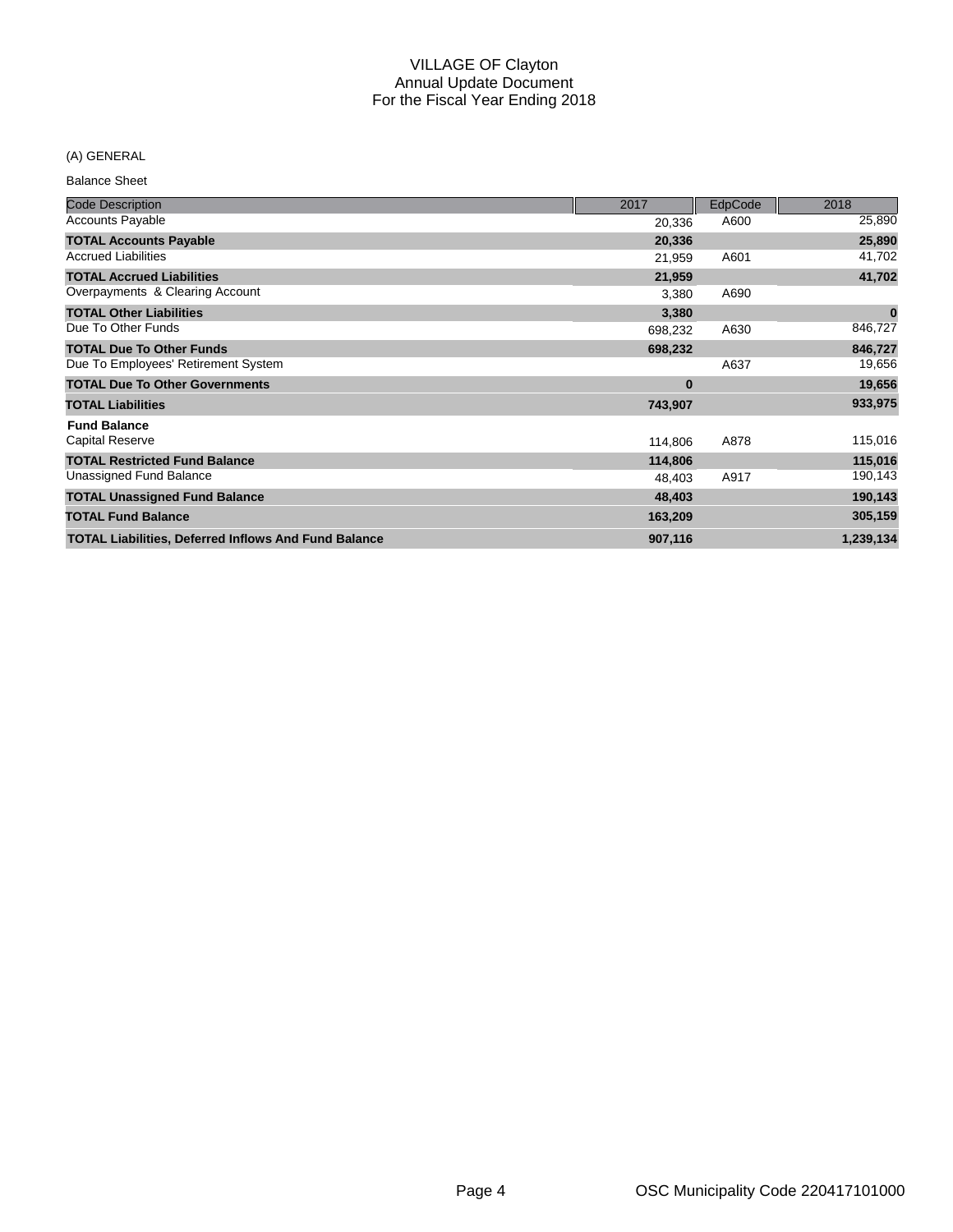# VILLAGE OF Clayton
## Annual Update Document
## For the Fiscal Year Ending 2018

(A) GENERAL

Balance Sheet

| Code Description | 2017 | EdpCode | 2018 |
|---|---|---|---|
| Accounts Payable | 20,336 | A600 | 25,890 |
| **TOTAL Accounts Payable** | **20,336** | | **25,890** |
| Accrued Liabilities | 21,959 | A601 | 41,702 |
| **TOTAL Accrued Liabilities** | **21,959** | | **41,702** |
| Overpayments & Clearing Account | 3,380 | A690 | |
| **TOTAL Other Liabilities** | **3,380** | | **0** |
| Due To Other Funds | 698,232 | A630 | 846,727 |
| **TOTAL Due To Other Funds** | **698,232** | | **846,727** |
| Due To Employees' Retirement System | | A637 | 19,656 |
| **TOTAL Due To Other Governments** | **0** | | **19,656** |
| **TOTAL Liabilities** | **743,907** | | **933,975** |
| **Fund Balance** | | | |
| Capital Reserve | 114,806 | A878 | 115,016 |
| **TOTAL Restricted Fund Balance** | **114,806** | | **115,016** |
| Unassigned Fund Balance | 48,403 | A917 | 190,143 |
| **TOTAL Unassigned Fund Balance** | **48,403** | | **190,143** |
| **TOTAL Fund Balance** | **163,209** | | **305,159** |
| **TOTAL Liabilities, Deferred Inflows And Fund Balance** | **907,116** | | **1,239,134** |

OSC Municipality Code 220417101000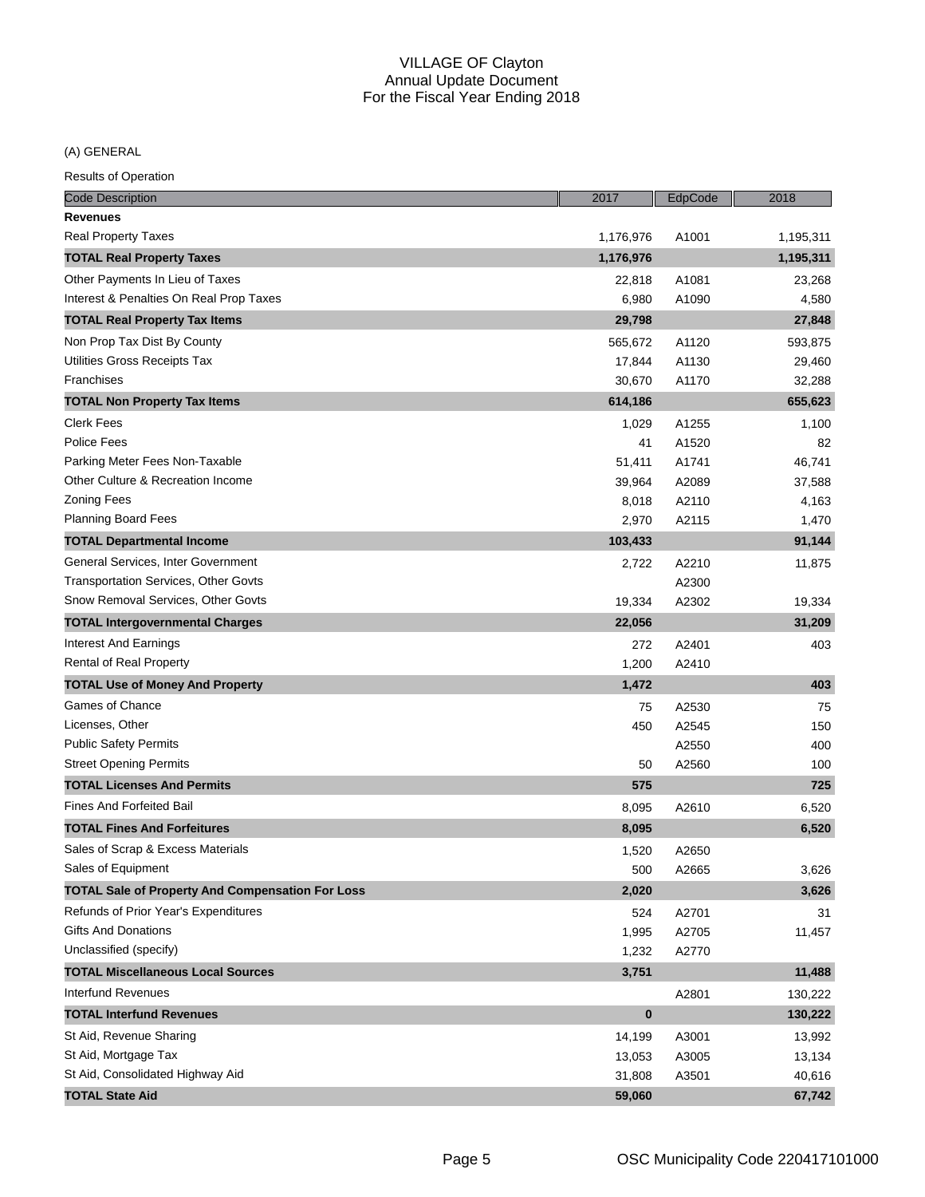# VILLAGE OF Clayton
## Annual Update Document
## For the Fiscal Year Ending 2018

(A) GENERAL

Results of Operation

| Code Description | 2017 | EdpCode | 2018 |
|---|---|---|---|
| **Revenues** | | | |
| Real Property Taxes | 1,176,976 | A1001 | 1,195,311 |
| **TOTAL Real Property Taxes** | **1,176,976** | | **1,195,311** |
| Other Payments In Lieu of Taxes | 22,818 | A1081 | 23,268 |
| Interest & Penalties On Real Prop Taxes | 6,980 | A1090 | 4,580 |
| **TOTAL Real Property Tax Items** | **29,798** | | **27,848** |
| Non Prop Tax Dist By County | 565,672 | A1120 | 593,875 |
| Utilities Gross Receipts Tax | 17,844 | A1130 | 29,460 |
| Franchises | 30,670 | A1170 | 32,288 |
| **TOTAL Non Property Tax Items** | **614,186** | | **655,623** |
| Clerk Fees | 1,029 | A1255 | 1,100 |
| Police Fees | 41 | A1520 | 82 |
| Parking Meter Fees Non-Taxable | 51,411 | A1741 | 46,741 |
| Other Culture & Recreation Income | 39,964 | A2089 | 37,588 |
| Zoning Fees | 8,018 | A2110 | 4,163 |
| Planning Board Fees | 2,970 | A2115 | 1,470 |
| **TOTAL Departmental Income** | **103,433** | | **91,144** |
| General Services, Inter Government | 2,722 | A2210 | 11,875 |
| Transportation Services, Other Govts | | A2300 | |
| Snow Removal Services, Other Govts | 19,334 | A2302 | 19,334 |
| **TOTAL Intergovernmental Charges** | **22,056** | | **31,209** |
| Interest And Earnings | 272 | A2401 | 403 |
| Rental of Real Property | 1,200 | A2410 | |
| **TOTAL Use of Money And Property** | **1,472** | | **403** |
| Games of Chance | 75 | A2530 | 75 |
| Licenses, Other | 450 | A2545 | 150 |
| Public Safety Permits | | A2550 | 400 |
| Street Opening Permits | 50 | A2560 | 100 |
| **TOTAL Licenses And Permits** | **575** | | **725** |
| Fines And Forfeited Bail | 8,095 | A2610 | 6,520 |
| **TOTAL Fines And Forfeitures** | **8,095** | | **6,520** |
| Sales of Scrap & Excess Materials | 1,520 | A2650 | |
| Sales of Equipment | 500 | A2665 | 3,626 |
| **TOTAL Sale of Property And Compensation For Loss** | **2,020** | | **3,626** |
| Refunds of Prior Year's Expenditures | 524 | A2701 | 31 |
| Gifts And Donations | 1,995 | A2705 | 11,457 |
| Unclassified (specify) | 1,232 | A2770 | |
| **TOTAL Miscellaneous Local Sources** | **3,751** | | **11,488** |
| Interfund Revenues | | A2801 | 130,222 |
| **TOTAL Interfund Revenues** | **0** | | **130,222** |
| St Aid, Revenue Sharing | 14,199 | A3001 | 13,992 |
| St Aid, Mortgage Tax | 13,053 | A3005 | 13,134 |
| St Aid, Consolidated Highway Aid | 31,808 | A3501 | 40,616 |
| **TOTAL State Aid** | **59,060** | | **67,742** |

OSC Municipality Code 220417101000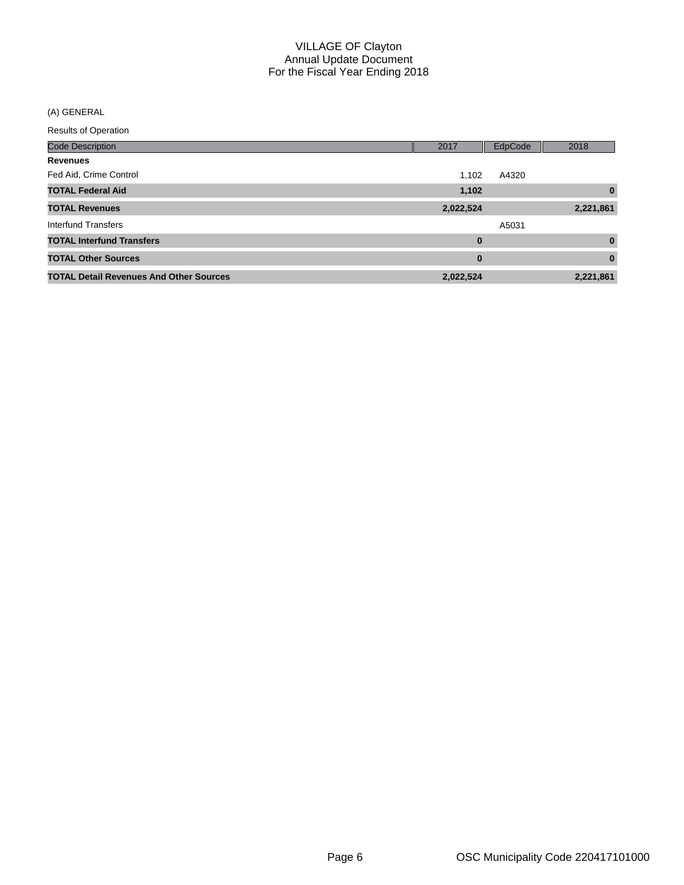VILLAGE OF Clayton
Annual Update Document
For the Fiscal Year Ending 2018

(A) GENERAL

Results of Operation

| Code Description | 2017 | EdpCode | 2018 |
|---|---|---|---|
| **Revenues** | | | |
| Fed Aid, Crime Control | 1,102 | A4320 | |
| **TOTAL Federal Aid** | **1,102** | | **0** |
| **TOTAL Revenues** | **2,022,524** | | **2,221,861** |
| Interfund Transfers | | A5031 | |
| **TOTAL Interfund Transfers** | **0** | | **0** |
| **TOTAL Other Sources** | **0** | | **0** |
| **TOTAL Detail Revenues And Other Sources** | **2,022,524** | | **2,221,861** |

OSC Municipality Code 220417101000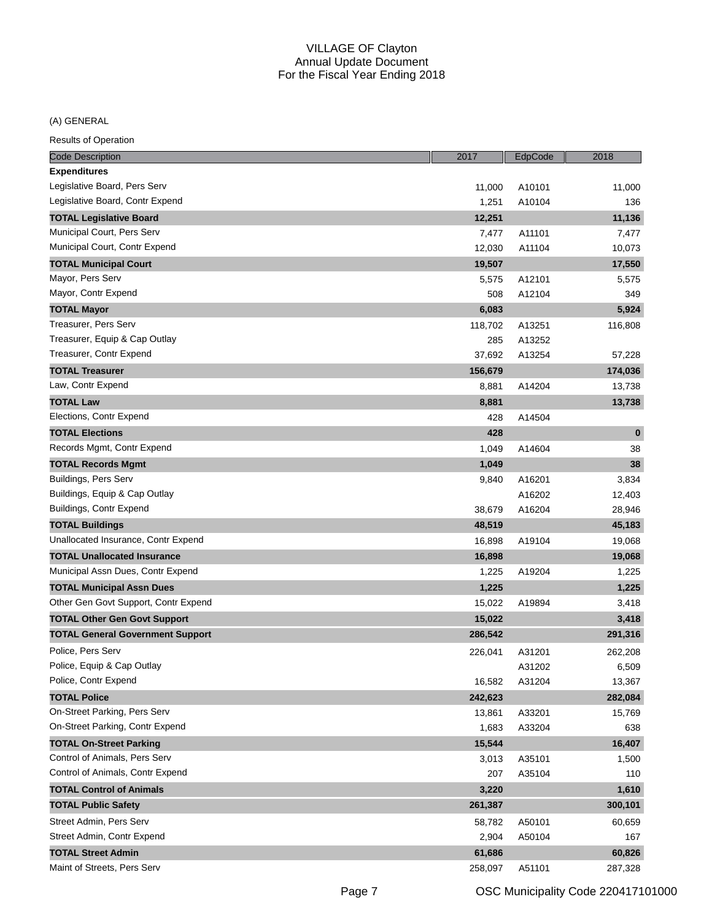# VILLAGE OF Clayton
## Annual Update Document
## For the Fiscal Year Ending 2018

(A) GENERAL

Results of Operation

| Code Description | 2017 | EdpCode | 2018 |
|---|---|---|---|
| **Expenditures** | | | |
| Legislative Board, Pers Serv | 11,000 | A10101 | 11,000 |
| Legislative Board, Contr Expend | 1,251 | A10104 | 136 |
| **TOTAL Legislative Board** | **12,251** | | **11,136** |
| Municipal Court, Pers Serv | 7,477 | A11101 | 7,477 |
| Municipal Court, Contr Expend | 12,030 | A11104 | 10,073 |
| **TOTAL Municipal Court** | **19,507** | | **17,550** |
| Mayor, Pers Serv | 5,575 | A12101 | 5,575 |
| Mayor, Contr Expend | 508 | A12104 | 349 |
| **TOTAL Mayor** | **6,083** | | **5,924** |
| Treasurer, Pers Serv | 118,702 | A13251 | 116,808 |
| Treasurer, Equip & Cap Outlay | 285 | A13252 | |
| Treasurer, Contr Expend | 37,692 | A13254 | 57,228 |
| **TOTAL Treasurer** | **156,679** | | **174,036** |
| Law, Contr Expend | 8,881 | A14204 | 13,738 |
| **TOTAL Law** | **8,881** | | **13,738** |
| Elections, Contr Expend | 428 | A14504 | |
| **TOTAL Elections** | **428** | | **0** |
| Records Mgmt, Contr Expend | 1,049 | A14604 | 38 |
| **TOTAL Records Mgmt** | **1,049** | | **38** |
| Buildings, Pers Serv | 9,840 | A16201 | 3,834 |
| Buildings, Equip & Cap Outlay | | A16202 | 12,403 |
| Buildings, Contr Expend | 38,679 | A16204 | 28,946 |
| **TOTAL Buildings** | **48,519** | | **45,183** |
| Unallocated Insurance, Contr Expend | 16,898 | A19104 | 19,068 |
| **TOTAL Unallocated Insurance** | **16,898** | | **19,068** |
| Municipal Assn Dues, Contr Expend | 1,225 | A19204 | 1,225 |
| **TOTAL Municipal Assn Dues** | **1,225** | | **1,225** |
| Other Gen Govt Support, Contr Expend | 15,022 | A19894 | 3,418 |
| **TOTAL Other Gen Govt Support** | **15,022** | | **3,418** |
| **TOTAL General Government Support** | **286,542** | | **291,316** |
| Police, Pers Serv | 226,041 | A31201 | 262,208 |
| Police, Equip & Cap Outlay | | A31202 | 6,509 |
| Police, Contr Expend | 16,582 | A31204 | 13,367 |
| **TOTAL Police** | **242,623** | | **282,084** |
| On-Street Parking, Pers Serv | 13,861 | A33201 | 15,769 |
| On-Street Parking, Contr Expend | 1,683 | A33204 | 638 |
| **TOTAL On-Street Parking** | **15,544** | | **16,407** |
| Control of Animals, Pers Serv | 3,013 | A35101 | 1,500 |
| Control of Animals, Contr Expend | 207 | A35104 | 110 |
| **TOTAL Control of Animals** | **3,220** | | **1,610** |
| **TOTAL Public Safety** | **261,387** | | **300,101** |
| Street Admin, Pers Serv | 58,782 | A50101 | 60,659 |
| Street Admin, Contr Expend | 2,904 | A50104 | 167 |
| **TOTAL Street Admin** | **61,686** | | **60,826** |
| Maint of Streets, Pers Serv | 258,097 | A51101 | 287,328 |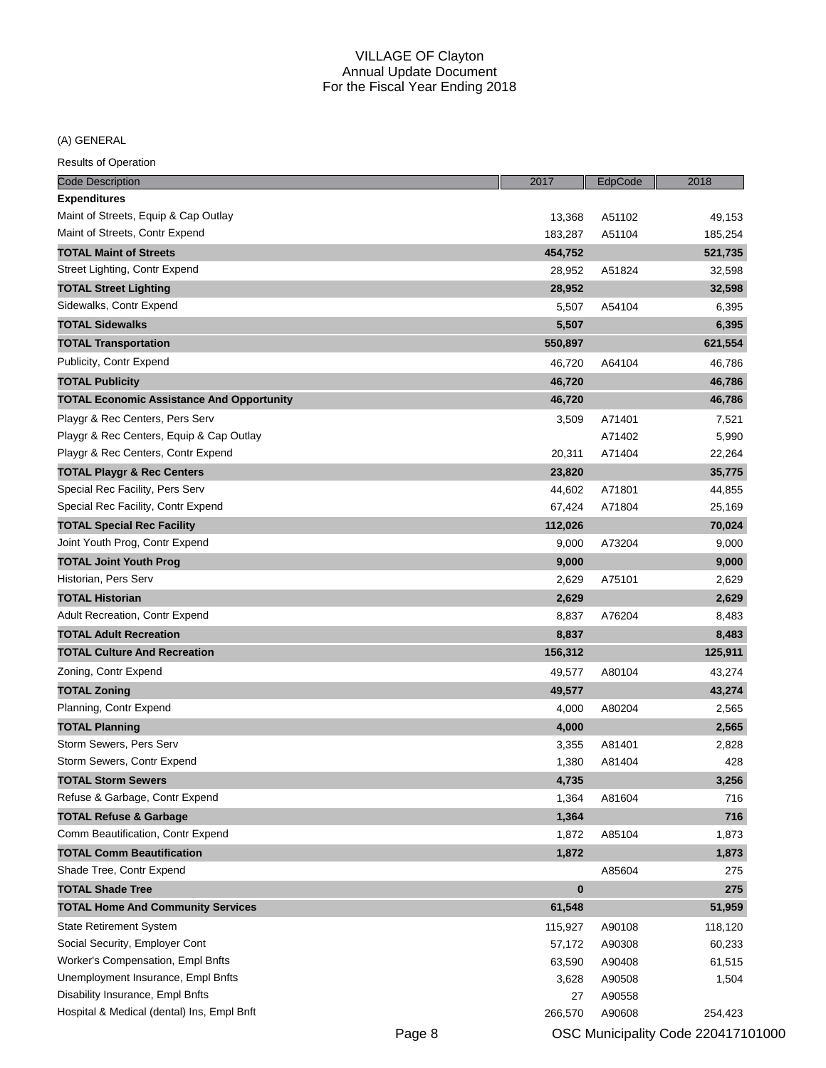VILLAGE OF Clayton
Annual Update Document
For the Fiscal Year Ending 2018

(A) GENERAL

Results of Operation

| Code Description | 2017 | EdpCode | 2018 |
|---|---|---|---|
| **Expenditures** | | | |
| Maint of Streets, Equip & Cap Outlay | 13,368 | A51102 | 49,153 |
| Maint of Streets, Contr Expend | 183,287 | A51104 | 185,254 |
| **TOTAL Maint of Streets** | **454,752** | | **521,735** |
| Street Lighting, Contr Expend | 28,952 | A51824 | 32,598 |
| **TOTAL Street Lighting** | **28,952** | | **32,598** |
| Sidewalks, Contr Expend | 5,507 | A54104 | 6,395 |
| **TOTAL Sidewalks** | **5,507** | | **6,395** |
| **TOTAL Transportation** | **550,897** | | **621,554** |
| Publicity, Contr Expend | 46,720 | A64104 | 46,786 |
| **TOTAL Publicity** | **46,720** | | **46,786** |
| **TOTAL Economic Assistance And Opportunity** | **46,720** | | **46,786** |
| Playgr & Rec Centers, Pers Serv | 3,509 | A71401 | 7,521 |
| Playgr & Rec Centers, Equip & Cap Outlay | | A71402 | 5,990 |
| Playgr & Rec Centers, Contr Expend | 20,311 | A71404 | 22,264 |
| **TOTAL Playgr & Rec Centers** | **23,820** | | **35,775** |
| Special Rec Facility, Pers Serv | 44,602 | A71801 | 44,855 |
| Special Rec Facility, Contr Expend | 67,424 | A71804 | 25,169 |
| **TOTAL Special Rec Facility** | **112,026** | | **70,024** |
| Joint Youth Prog, Contr Expend | 9,000 | A73204 | 9,000 |
| **TOTAL Joint Youth Prog** | **9,000** | | **9,000** |
| Historian, Pers Serv | 2,629 | A75101 | 2,629 |
| **TOTAL Historian** | **2,629** | | **2,629** |
| Adult Recreation, Contr Expend | 8,837 | A76204 | 8,483 |
| **TOTAL Adult Recreation** | **8,837** | | **8,483** |
| **TOTAL Culture And Recreation** | **156,312** | | **125,911** |
| Zoning, Contr Expend | 49,577 | A80104 | 43,274 |
| **TOTAL Zoning** | **49,577** | | **43,274** |
| Planning, Contr Expend | 4,000 | A80204 | 2,565 |
| **TOTAL Planning** | **4,000** | | **2,565** |
| Storm Sewers, Pers Serv | 3,355 | A81401 | 2,828 |
| Storm Sewers, Contr Expend | 1,380 | A81404 | 428 |
| **TOTAL Storm Sewers** | **4,735** | | **3,256** |
| Refuse & Garbage, Contr Expend | 1,364 | A81604 | 716 |
| **TOTAL Refuse & Garbage** | **1,364** | | **716** |
| Comm Beautification, Contr Expend | 1,872 | A85104 | 1,873 |
| **TOTAL Comm Beautification** | **1,872** | | **1,873** |
| Shade Tree, Contr Expend | | A85604 | 275 |
| **TOTAL Shade Tree** | **0** | | **275** |
| **TOTAL Home And Community Services** | **61,548** | | **51,959** |
| State Retirement System | 115,927 | A90108 | 118,120 |
| Social Security, Employer Cont | 57,172 | A90308 | 60,233 |
| Worker's Compensation, Empl Bnfts | 63,590 | A90408 | 61,515 |
| Unemployment Insurance, Empl Bnfts | 3,628 | A90508 | 1,504 |
| Disability Insurance, Empl Bnfts | 27 | A90558 | |
| Hospital & Medical (dental) Ins, Empl Bnft | 266,570 | A90608 | 254,423 |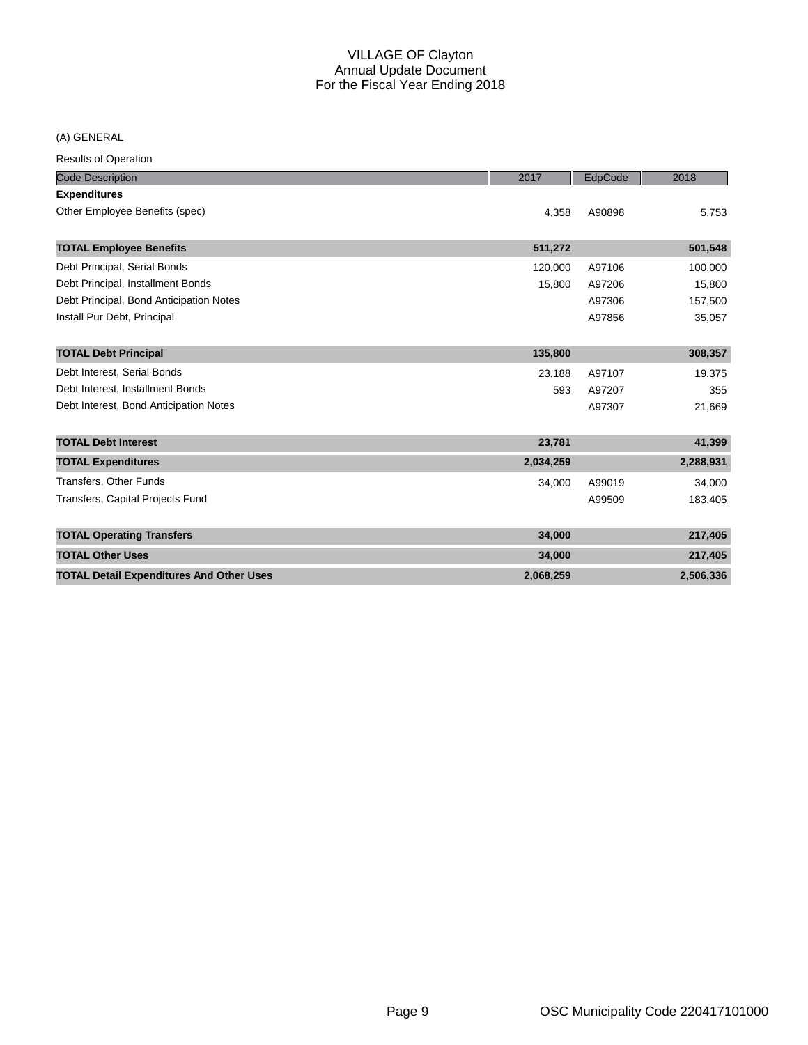VILLAGE OF Clayton
Annual Update Document
For the Fiscal Year Ending 2018

(A) GENERAL

Results of Operation

| Code Description | 2017 | EdpCode | 2018 |
|---|---|---|---|
| **Expenditures** | | | |
| Other Employee Benefits (spec) | 4,358 | A90898 | 5,753 |
| **TOTAL Employee Benefits** | **511,272** | | **501,548** |
| Debt Principal, Serial Bonds | 120,000 | A97106 | 100,000 |
| Debt Principal, Installment Bonds | 15,800 | A97206 | 15,800 |
| Debt Principal, Bond Anticipation Notes | | A97306 | 157,500 |
| Install Pur Debt, Principal | | A97856 | 35,057 |
| **TOTAL Debt Principal** | **135,800** | | **308,357** |
| Debt Interest, Serial Bonds | 23,188 | A97107 | 19,375 |
| Debt Interest, Installment Bonds | 593 | A97207 | 355 |
| Debt Interest, Bond Anticipation Notes | | A97307 | 21,669 |
| **TOTAL Debt Interest** | **23,781** | | **41,399** |
| **TOTAL Expenditures** | **2,034,259** | | **2,288,931** |
| Transfers, Other Funds | 34,000 | A99019 | 34,000 |
| Transfers, Capital Projects Fund | | A99509 | 183,405 |
| **TOTAL Operating Transfers** | **34,000** | | **217,405** |
| **TOTAL Other Uses** | **34,000** | | **217,405** |
| **TOTAL Detail Expenditures And Other Uses** | **2,068,259** | | **2,506,336** |

OSC Municipality Code 220417101000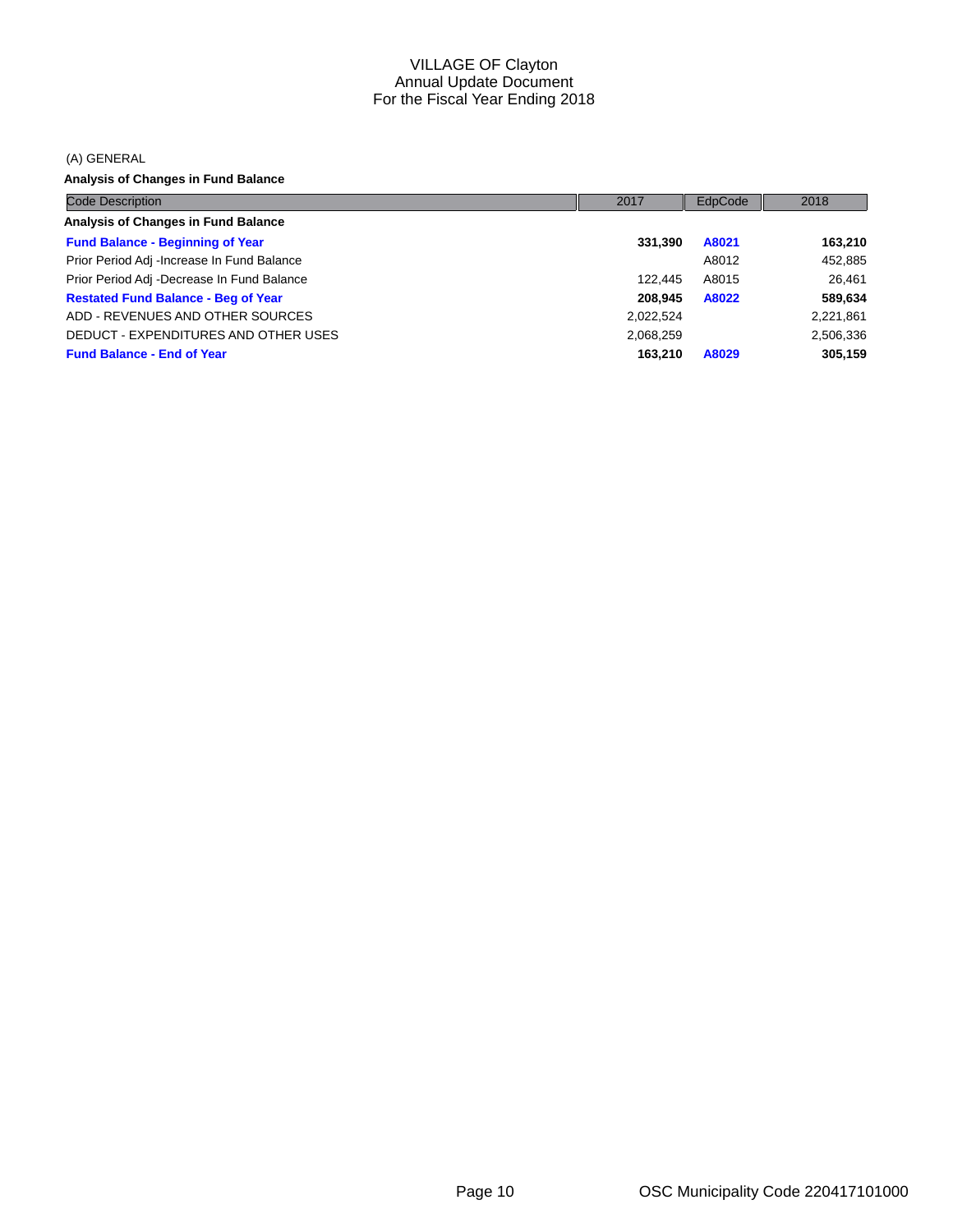VILLAGE OF Clayton
Annual Update Document
For the Fiscal Year Ending 2018

(A) GENERAL

**Analysis of Changes in Fund Balance**

| Code Description | 2017 | EdpCode | 2018 |
|---|---|---|---|
| **Analysis of Changes in Fund Balance** | | | |
| **Fund Balance - Beginning of Year** | **331,390** | **A8021** | **163,210** |
| Prior Period Adj -Increase In Fund Balance | | A8012 | 452,885 |
| Prior Period Adj -Decrease In Fund Balance | 122,445 | A8015 | 26,461 |
| **Restated Fund Balance - Beg of Year** | **208,945** | **A8022** | **589,634** |
| ADD - REVENUES AND OTHER SOURCES | 2,022,524 | | 2,221,861 |
| DEDUCT - EXPENDITURES AND OTHER USES | 2,068,259 | | 2,506,336 |
| **Fund Balance - End of Year** | **163,210** | **A8029** | **305,159** |

OSC Municipality Code 220417101000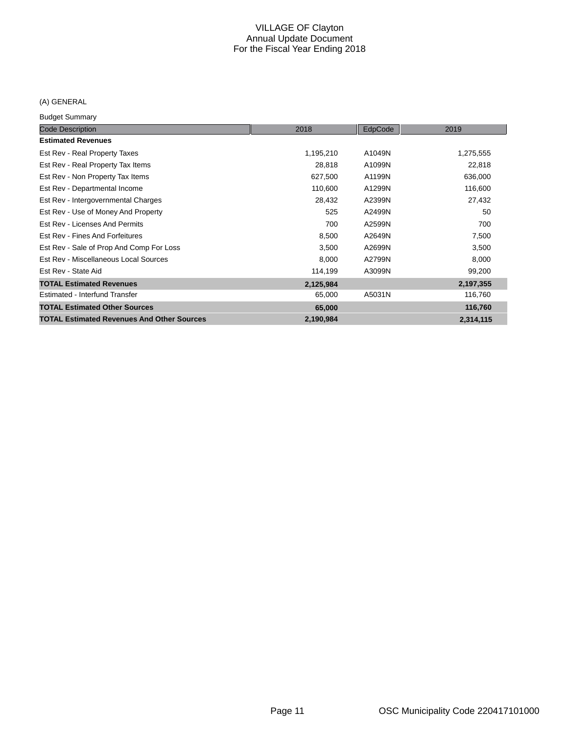# VILLAGE OF Clayton
## Annual Update Document
## For the Fiscal Year Ending 2018

(A) GENERAL

Budget Summary

| Code Description | 2018 | EdpCode | 2019 |
|---|---|---|---|
| **Estimated Revenues** | | | |
| Est Rev - Real Property Taxes | 1,195,210 | A1049N | 1,275,555 |
| Est Rev - Real Property Tax Items | 28,818 | A1099N | 22,818 |
| Est Rev - Non Property Tax Items | 627,500 | A1199N | 636,000 |
| Est Rev - Departmental Income | 110,600 | A1299N | 116,600 |
| Est Rev - Intergovernmental Charges | 28,432 | A2399N | 27,432 |
| Est Rev - Use of Money And Property | 525 | A2499N | 50 |
| Est Rev - Licenses And Permits | 700 | A2599N | 700 |
| Est Rev - Fines And Forfeitures | 8,500 | A2649N | 7,500 |
| Est Rev - Sale of Prop And Comp For Loss | 3,500 | A2699N | 3,500 |
| Est Rev - Miscellaneous Local Sources | 8,000 | A2799N | 8,000 |
| Est Rev - State Aid | 114,199 | A3099N | 99,200 |
| **TOTAL Estimated Revenues** | **2,125,984** | | **2,197,355** |
| Estimated - Interfund Transfer | 65,000 | A5031N | 116,760 |
| **TOTAL Estimated Other Sources** | **65,000** | | **116,760** |
| **TOTAL Estimated Revenues And Other Sources** | **2,190,984** | | **2,314,115** |

OSC Municipality Code 220417101000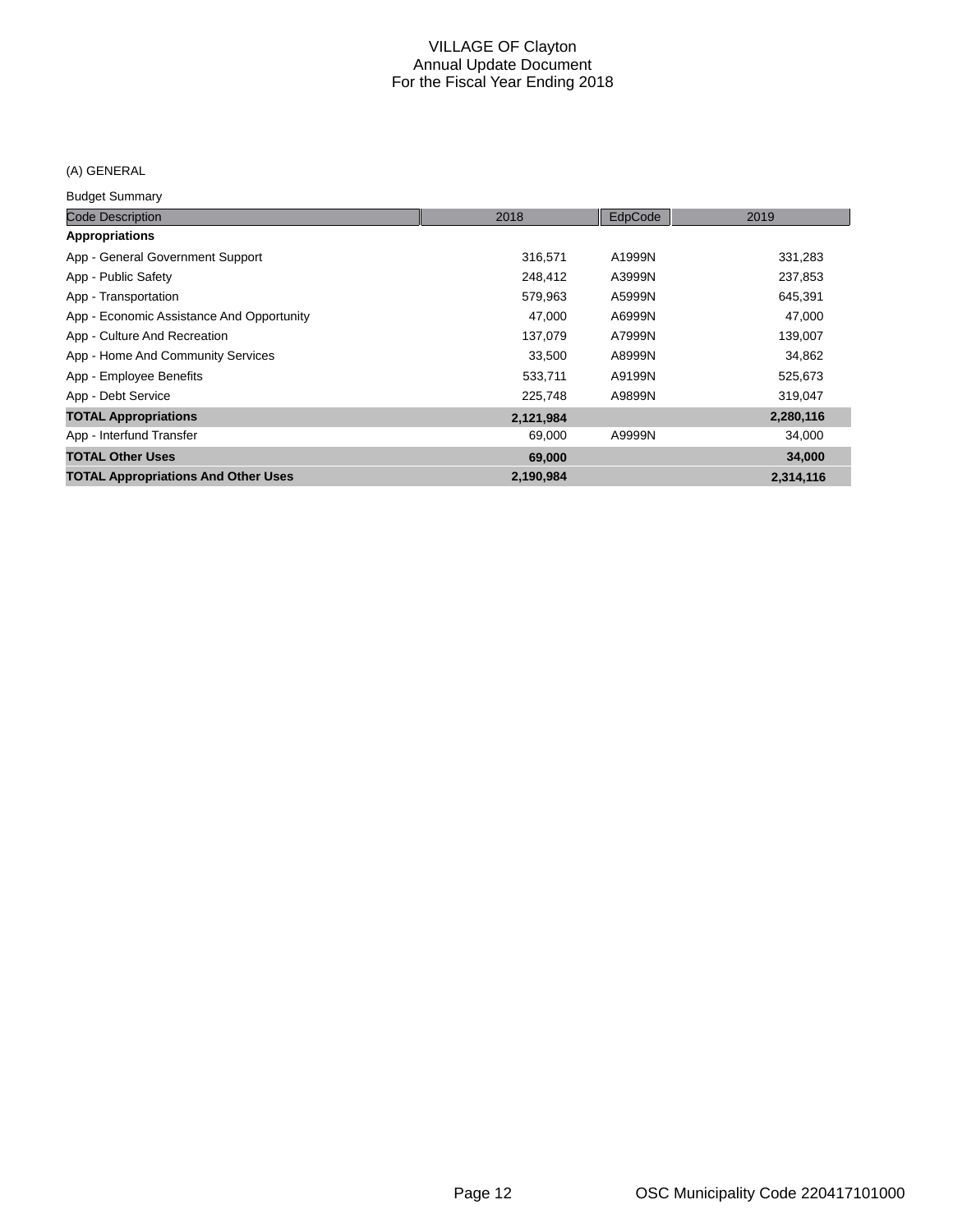VILLAGE OF Clayton
Annual Update Document
For the Fiscal Year Ending 2018

(A) GENERAL

Budget Summary

| Code Description | 2018 | EdpCode | 2019 |
|---|---|---|---|
| **Appropriations** | | | |
| App - General Government Support | 316,571 | A1999N | 331,283 |
| App - Public Safety | 248,412 | A3999N | 237,853 |
| App - Transportation | 579,963 | A5999N | 645,391 |
| App - Economic Assistance And Opportunity | 47,000 | A6999N | 47,000 |
| App - Culture And Recreation | 137,079 | A7999N | 139,007 |
| App - Home And Community Services | 33,500 | A8999N | 34,862 |
| App - Employee Benefits | 533,711 | A9199N | 525,673 |
| App - Debt Service | 225,748 | A9899N | 319,047 |
| **TOTAL Appropriations** | **2,121,984** | | **2,280,116** |
| App - Interfund Transfer | 69,000 | A9999N | 34,000 |
| **TOTAL Other Uses** | **69,000** | | **34,000** |
| **TOTAL Appropriations And Other Uses** | **2,190,984** | | **2,314,116** |

OSC Municipality Code 220417101000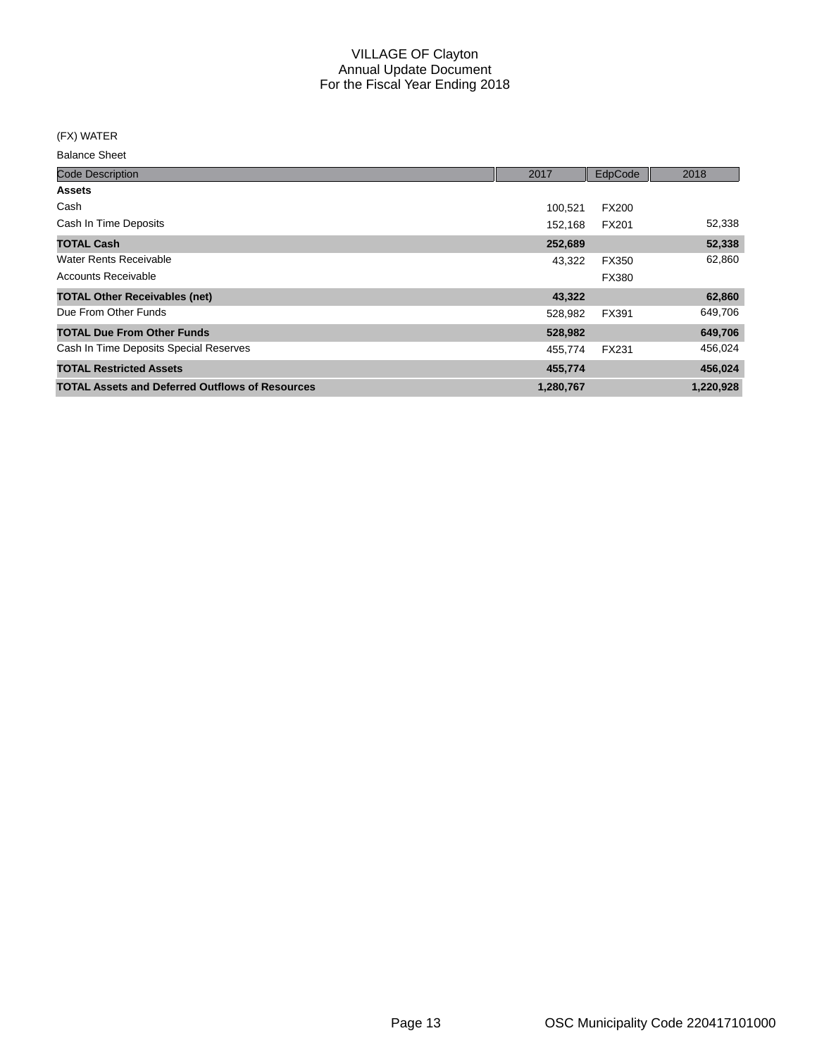VILLAGE OF Clayton
Annual Update Document
For the Fiscal Year Ending 2018

(FX) WATER

Balance Sheet

| Code Description | 2017 | EdpCode | 2018 |
|---|---|---|---|
| **Assets** | | | |
| Cash | 100,521 | FX200 | |
| Cash In Time Deposits | 152,168 | FX201 | 52,338 |
| **TOTAL Cash** | **252,689** | | **52,338** |
| Water Rents Receivable | 43,322 | FX350 | 62,860 |
| Accounts Receivable | | FX380 | |
| **TOTAL Other Receivables (net)** | **43,322** | | **62,860** |
| Due From Other Funds | 528,982 | FX391 | 649,706 |
| **TOTAL Due From Other Funds** | **528,982** | | **649,706** |
| Cash In Time Deposits Special Reserves | 455,774 | FX231 | 456,024 |
| **TOTAL Restricted Assets** | **455,774** | | **456,024** |
| **TOTAL Assets and Deferred Outflows of Resources** | **1,280,767** | | **1,220,928** |

OSC Municipality Code 220417101000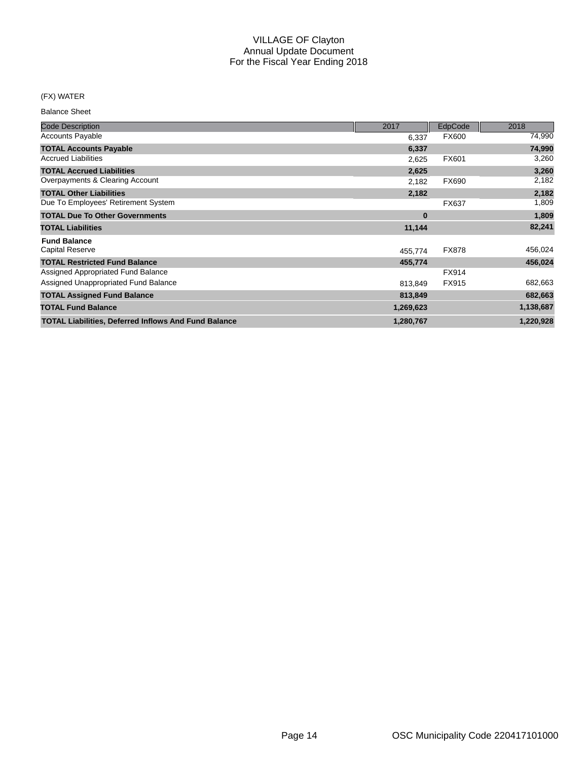# VILLAGE OF Clayton
## Annual Update Document
## For the Fiscal Year Ending 2018

(FX) WATER

Balance Sheet

| Code Description | 2017 | EdpCode | 2018 |
|---|---|---|---|
| Accounts Payable | 6,337 | FX600 | 74,990 |
| **TOTAL Accounts Payable** | **6,337** | | **74,990** |
| Accrued Liabilities | 2,625 | FX601 | 3,260 |
| **TOTAL Accrued Liabilities** | **2,625** | | **3,260** |
| Overpayments & Clearing Account | 2,182 | FX690 | 2,182 |
| **TOTAL Other Liabilities** | **2,182** | | **2,182** |
| Due To Employees' Retirement System | | FX637 | 1,809 |
| **TOTAL Due To Other Governments** | **0** | | **1,809** |
| **TOTAL Liabilities** | **11,144** | | **82,241** |
| **Fund Balance** | | | |
| Capital Reserve | 455,774 | FX878 | 456,024 |
| **TOTAL Restricted Fund Balance** | **455,774** | | **456,024** |
| Assigned Appropriated Fund Balance | | FX914 | |
| Assigned Unappropriated Fund Balance | 813,849 | FX915 | 682,663 |
| **TOTAL Assigned Fund Balance** | **813,849** | | **682,663** |
| **TOTAL Fund Balance** | **1,269,623** | | **1,138,687** |
| **TOTAL Liabilities, Deferred Inflows And Fund Balance** | **1,280,767** | | **1,220,928** |

OSC Municipality Code 220417101000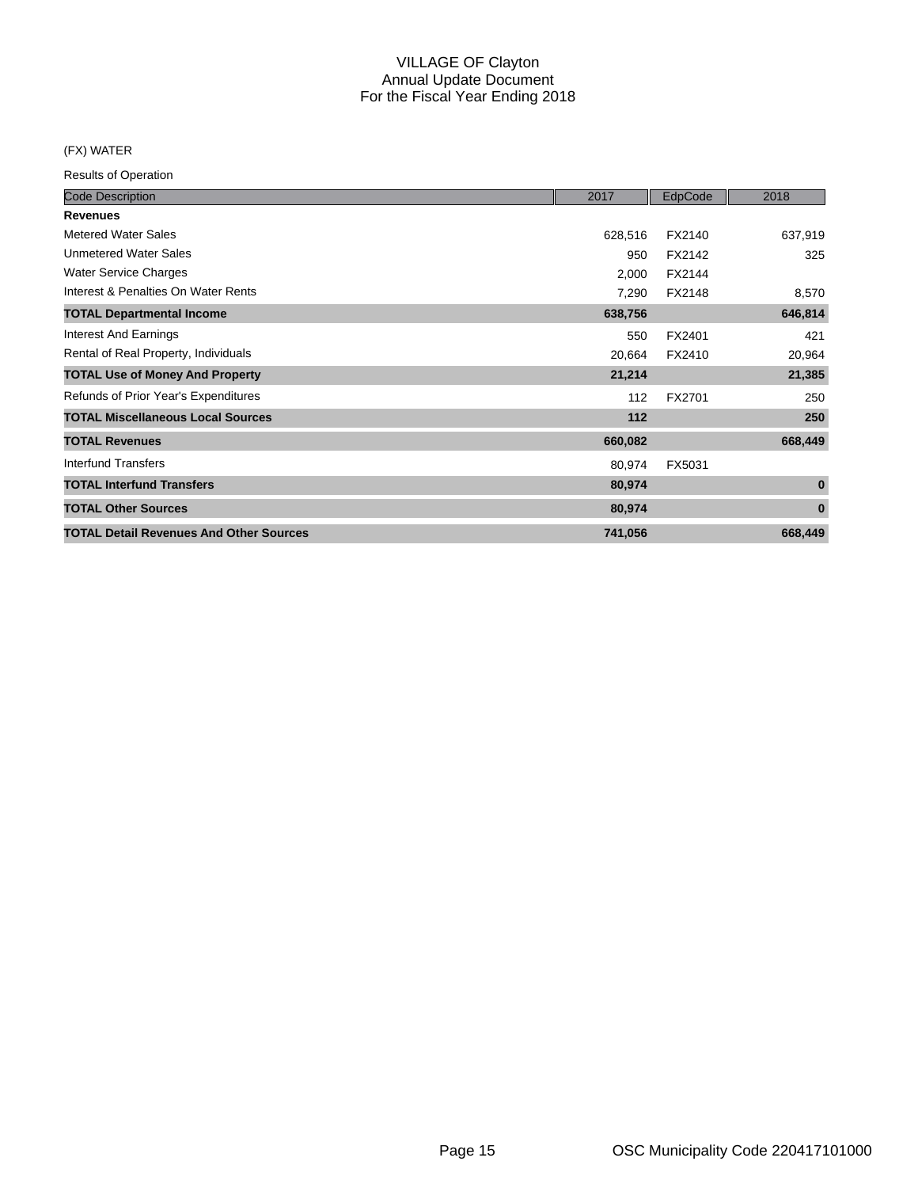# VILLAGE OF Clayton
## Annual Update Document
## For the Fiscal Year Ending 2018

(FX) WATER

Results of Operation

| Code Description | 2017 | EdpCode | 2018 |
|---|---|---|---|
| **Revenues** | | | |
| Metered Water Sales | 628,516 | FX2140 | 637,919 |
| Unmetered Water Sales | 950 | FX2142 | 325 |
| Water Service Charges | 2,000 | FX2144 | |
| Interest & Penalties On Water Rents | 7,290 | FX2148 | 8,570 |
| **TOTAL Departmental Income** | **638,756** | | **646,814** |
| Interest And Earnings | 550 | FX2401 | 421 |
| Rental of Real Property, Individuals | 20,664 | FX2410 | 20,964 |
| **TOTAL Use of Money And Property** | **21,214** | | **21,385** |
| Refunds of Prior Year's Expenditures | 112 | FX2701 | 250 |
| **TOTAL Miscellaneous Local Sources** | **112** | | **250** |
| **TOTAL Revenues** | **660,082** | | **668,449** |
| Interfund Transfers | 80,974 | FX5031 | |
| **TOTAL Interfund Transfers** | **80,974** | | **0** |
| **TOTAL Other Sources** | **80,974** | | **0** |
| **TOTAL Detail Revenues And Other Sources** | **741,056** | | **668,449** |

OSC Municipality Code 220417101000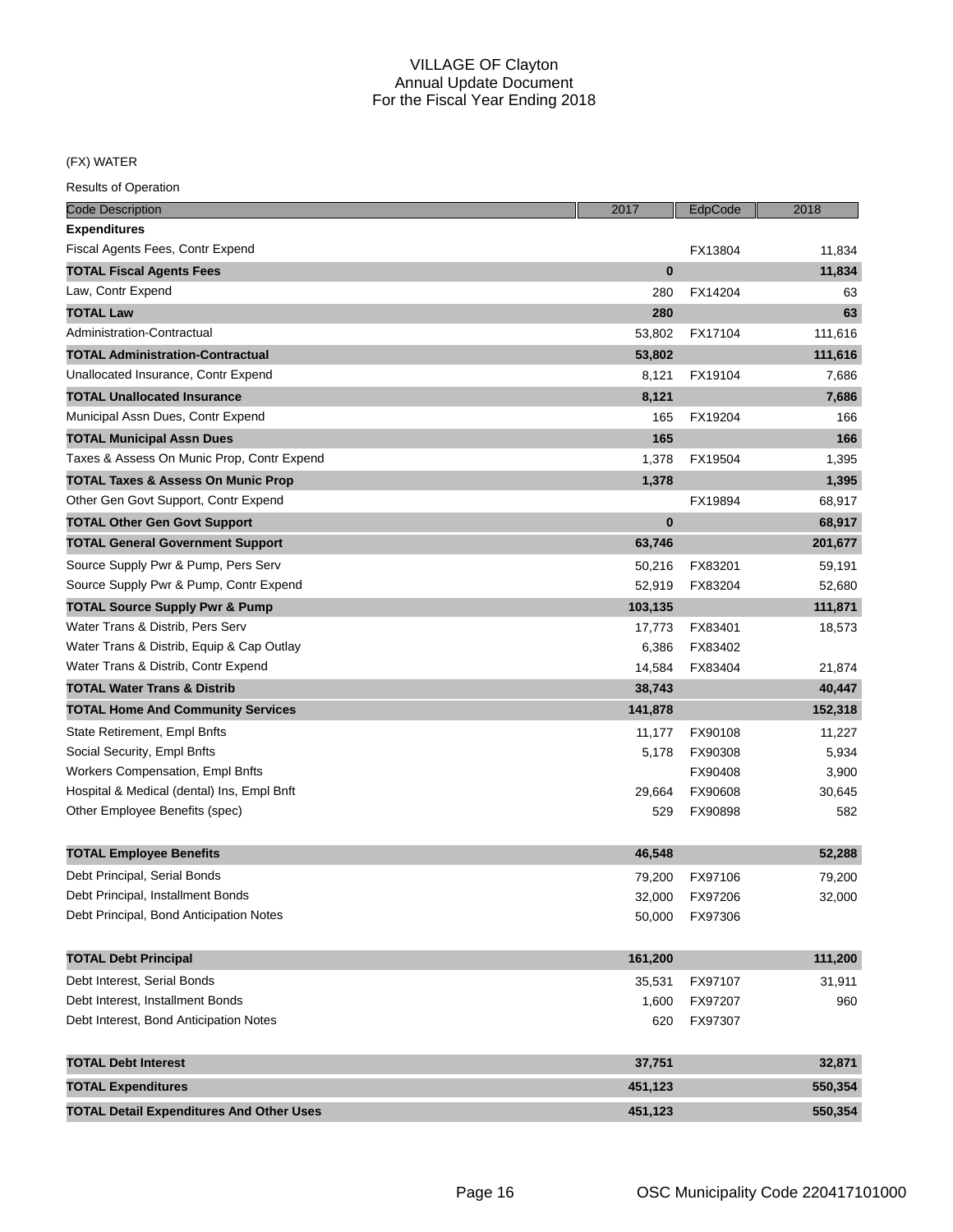# VILLAGE OF Clayton
## Annual Update Document
## For the Fiscal Year Ending 2018

(FX) WATER

Results of Operation

| Code Description | 2017 | EdpCode | 2018 |
|---|---|---|---|
| **Expenditures** | | | |
| Fiscal Agents Fees, Contr Expend | | FX13804 | 11,834 |
| **TOTAL Fiscal Agents Fees** | **0** | | **11,834** |
| Law, Contr Expend | 280 | FX14204 | 63 |
| **TOTAL Law** | **280** | | **63** |
| Administration-Contractual | 53,802 | FX17104 | 111,616 |
| **TOTAL Administration-Contractual** | **53,802** | | **111,616** |
| Unallocated Insurance, Contr Expend | 8,121 | FX19104 | 7,686 |
| **TOTAL Unallocated Insurance** | **8,121** | | **7,686** |
| Municipal Assn Dues, Contr Expend | 165 | FX19204 | 166 |
| **TOTAL Municipal Assn Dues** | **165** | | **166** |
| Taxes & Assess On Munic Prop, Contr Expend | 1,378 | FX19504 | 1,395 |
| **TOTAL Taxes & Assess On Munic Prop** | **1,378** | | **1,395** |
| Other Gen Govt Support, Contr Expend | | FX19894 | 68,917 |
| **TOTAL Other Gen Govt Support** | **0** | | **68,917** |
| **TOTAL General Government Support** | **63,746** | | **201,677** |
| Source Supply Pwr & Pump, Pers Serv | 50,216 | FX83201 | 59,191 |
| Source Supply Pwr & Pump, Contr Expend | 52,919 | FX83204 | 52,680 |
| **TOTAL Source Supply Pwr & Pump** | **103,135** | | **111,871** |
| Water Trans & Distrib, Pers Serv | 17,773 | FX83401 | 18,573 |
| Water Trans & Distrib, Equip & Cap Outlay | 6,386 | FX83402 | |
| Water Trans & Distrib, Contr Expend | 14,584 | FX83404 | 21,874 |
| **TOTAL Water Trans & Distrib** | **38,743** | | **40,447** |
| **TOTAL Home And Community Services** | **141,878** | | **152,318** |
| State Retirement, Empl Bnfts | 11,177 | FX90108 | 11,227 |
| Social Security, Empl Bnfts | 5,178 | FX90308 | 5,934 |
| Workers Compensation, Empl Bnfts | | FX90408 | 3,900 |
| Hospital & Medical (dental) Ins, Empl Bnft | 29,664 | FX90608 | 30,645 |
| Other Employee Benefits (spec) | 529 | FX90898 | 582 |
| **TOTAL Employee Benefits** | **46,548** | | **52,288** |
| Debt Principal, Serial Bonds | 79,200 | FX97106 | 79,200 |
| Debt Principal, Installment Bonds | 32,000 | FX97206 | 32,000 |
| Debt Principal, Bond Anticipation Notes | 50,000 | FX97306 | |
| **TOTAL Debt Principal** | **161,200** | | **111,200** |
| Debt Interest, Serial Bonds | 35,531 | FX97107 | 31,911 |
| Debt Interest, Installment Bonds | 1,600 | FX97207 | 960 |
| Debt Interest, Bond Anticipation Notes | 620 | FX97307 | |
| **TOTAL Debt Interest** | **37,751** | | **32,871** |
| **TOTAL Expenditures** | **451,123** | | **550,354** |
| **TOTAL Detail Expenditures And Other Uses** | **451,123** | | **550,354** |

OSC Municipality Code 220417101000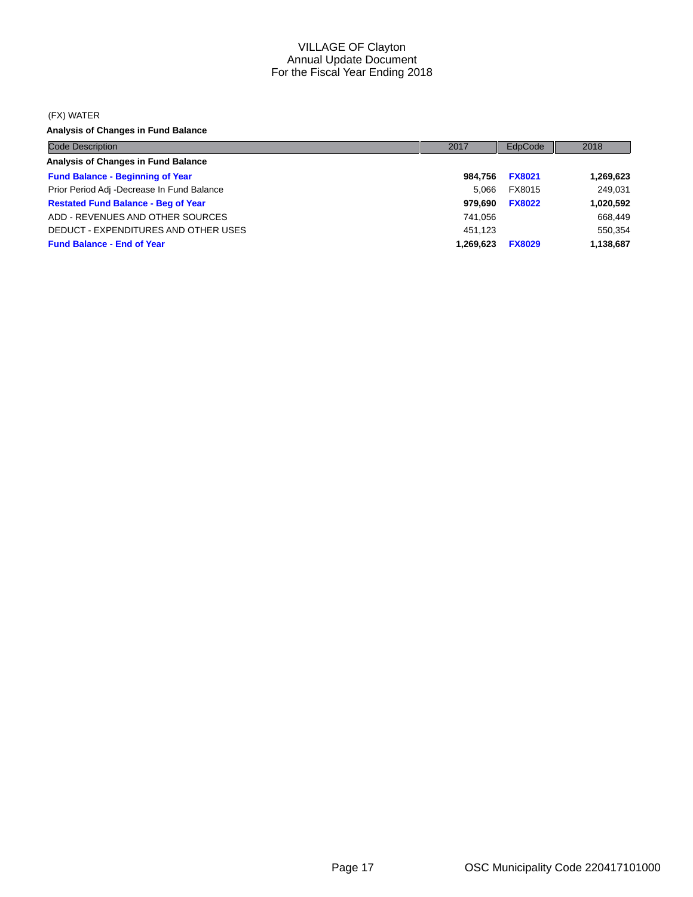VILLAGE OF Clayton
Annual Update Document
For the Fiscal Year Ending 2018

(FX) WATER

**Analysis of Changes in Fund Balance**

| Code Description | 2017 | EdpCode | 2018 |
|---|---|---|---|
| **Analysis of Changes in Fund Balance** | | | |
| **Fund Balance - Beginning of Year** | **984,756** | **FX8021** | **1,269,623** |
| Prior Period Adj -Decrease In Fund Balance | 5,066 | FX8015 | 249,031 |
| **Restated Fund Balance - Beg of Year** | **979,690** | **FX8022** | **1,020,592** |
| ADD - REVENUES AND OTHER SOURCES | 741,056 | | 668,449 |
| DEDUCT - EXPENDITURES AND OTHER USES | 451,123 | | 550,354 |
| **Fund Balance - End of Year** | **1,269,623** | **FX8029** | **1,138,687** |

OSC Municipality Code 220417101000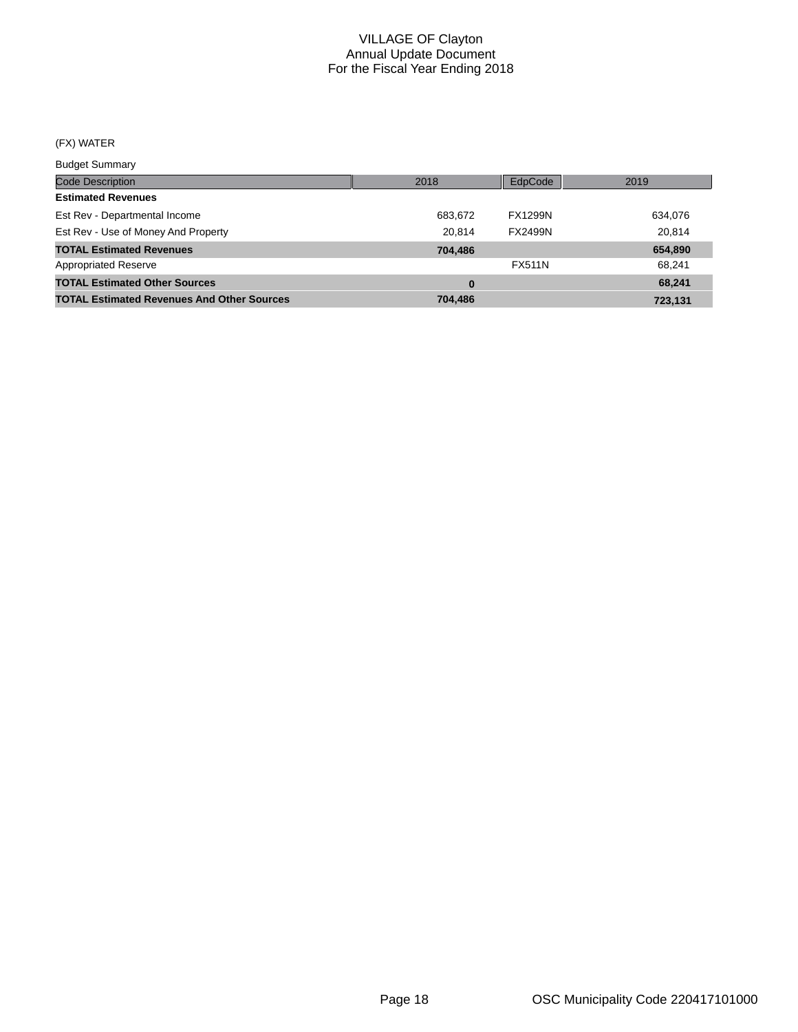# VILLAGE OF Clayton
## Annual Update Document
## For the Fiscal Year Ending 2018

(FX) WATER

Budget Summary

| Code Description | 2018 | EdpCode | 2019 |
|---|---|---|---|
| **Estimated Revenues** | | | |
| Est Rev - Departmental Income | 683,672 | FX1299N | 634,076 |
| Est Rev - Use of Money And Property | 20,814 | FX2499N | 20,814 |
| **TOTAL Estimated Revenues** | **704,486** | | **654,890** |
| Appropriated Reserve | | FX511N | 68,241 |
| **TOTAL Estimated Other Sources** | **0** | | **68,241** |
| **TOTAL Estimated Revenues And Other Sources** | **704,486** | | **723,131** |

OSC Municipality Code 220417101000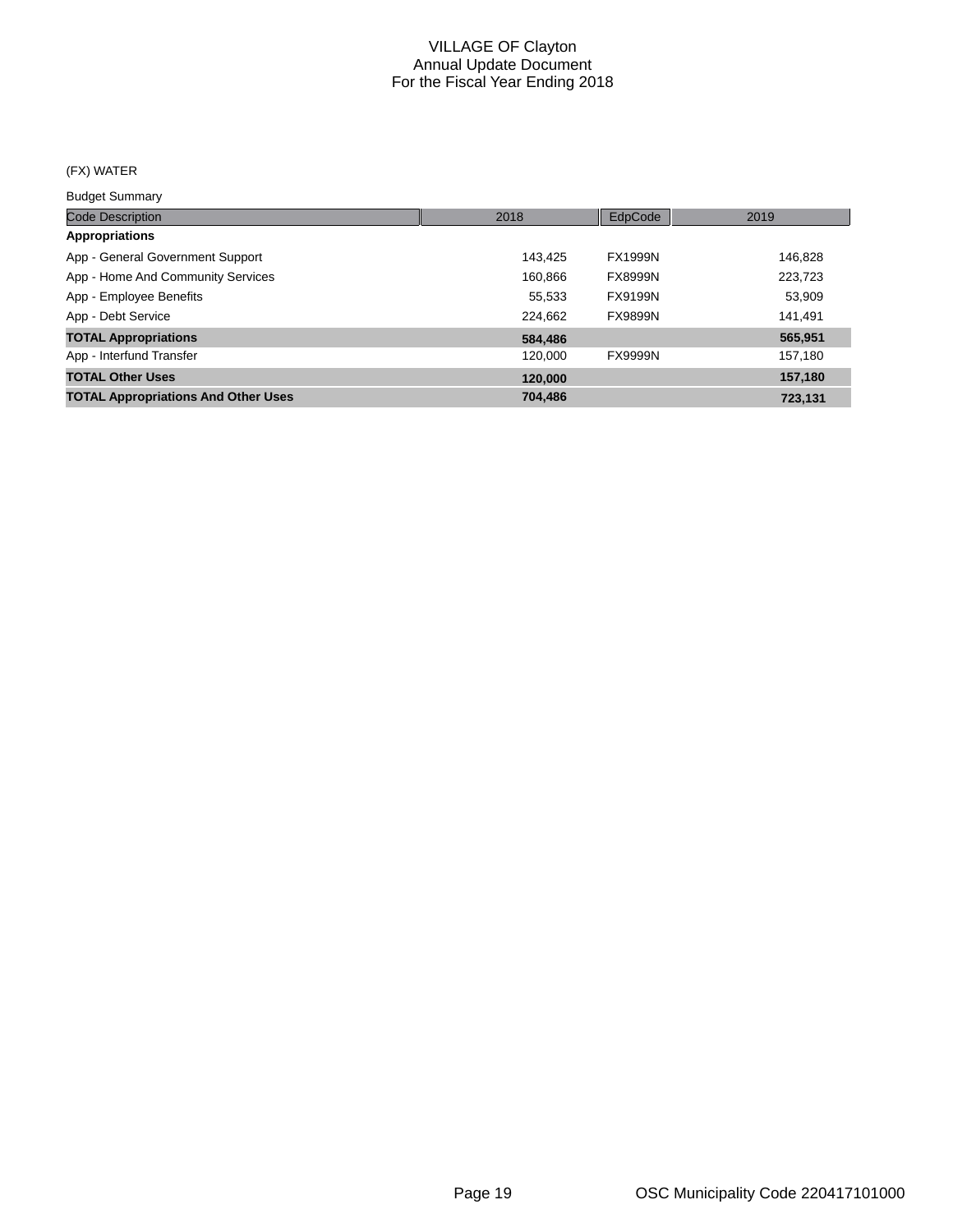# VILLAGE OF Clayton
## Annual Update Document
## For the Fiscal Year Ending 2018

(FX) WATER

Budget Summary

| Code Description | 2018 | EdpCode | 2019 |
|---|---|---|---|
| **Appropriations** | | | |
| App - General Government Support | 143,425 | FX1999N | 146,828 |
| App - Home And Community Services | 160,866 | FX8999N | 223,723 |
| App - Employee Benefits | 55,533 | FX9199N | 53,909 |
| App - Debt Service | 224,662 | FX9899N | 141,491 |
| **TOTAL Appropriations** | **584,486** | | **565,951** |
| App - Interfund Transfer | 120,000 | FX9999N | 157,180 |
| **TOTAL Other Uses** | **120,000** | | **157,180** |
| **TOTAL Appropriations And Other Uses** | **704,486** | | **723,131** |

OSC Municipality Code 220417101000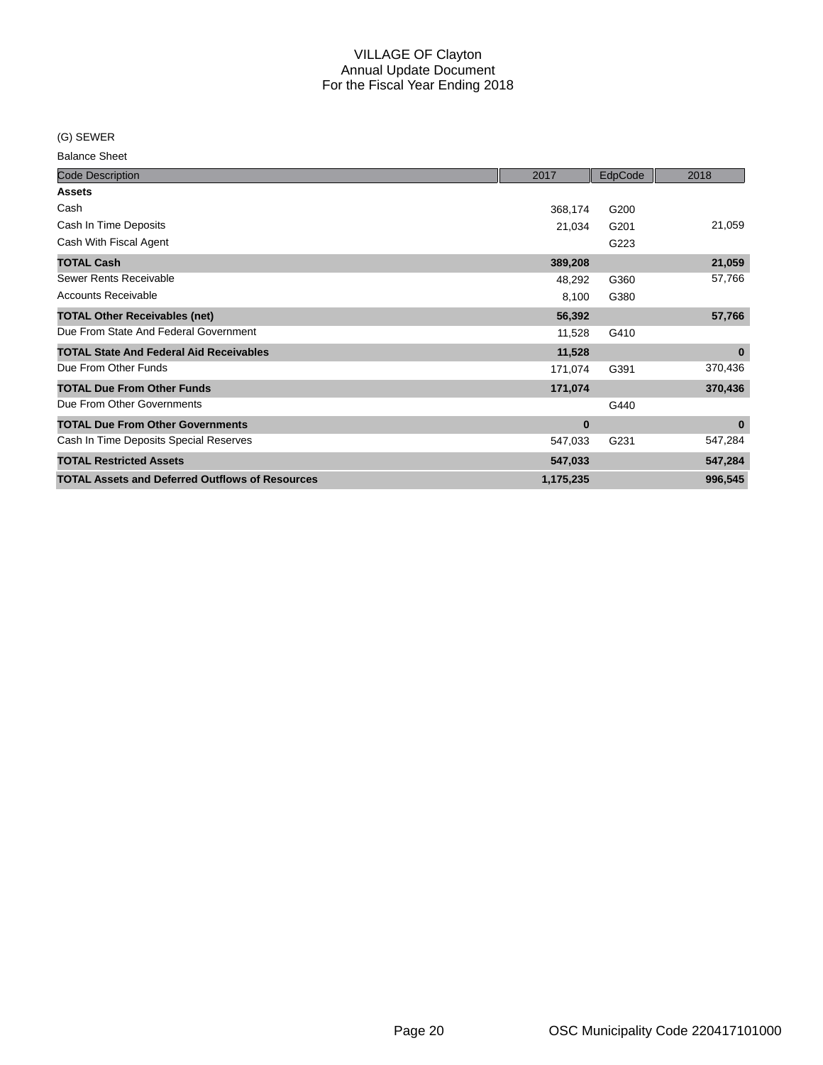# VILLAGE OF Clayton
## Annual Update Document
## For the Fiscal Year Ending 2018

(G) SEWER

Balance Sheet

| Code Description | 2017 | EdpCode | 2018 |
|---|---|---|---|
| **Assets** | | | |
| Cash | 368,174 | G200 | |
| Cash In Time Deposits | 21,034 | G201 | 21,059 |
| Cash With Fiscal Agent | | G223 | |
| **TOTAL Cash** | **389,208** | | **21,059** |
| Sewer Rents Receivable | 48,292 | G360 | 57,766 |
| Accounts Receivable | 8,100 | G380 | |
| **TOTAL Other Receivables (net)** | **56,392** | | **57,766** |
| Due From State And Federal Government | 11,528 | G410 | |
| **TOTAL State And Federal Aid Receivables** | **11,528** | | **0** |
| Due From Other Funds | 171,074 | G391 | 370,436 |
| **TOTAL Due From Other Funds** | **171,074** | | **370,436** |
| Due From Other Governments | | G440 | |
| **TOTAL Due From Other Governments** | **0** | | **0** |
| Cash In Time Deposits Special Reserves | 547,033 | G231 | 547,284 |
| **TOTAL Restricted Assets** | **547,033** | | **547,284** |
| **TOTAL Assets and Deferred Outflows of Resources** | **1,175,235** | | **996,545** |

OSC Municipality Code 220417101000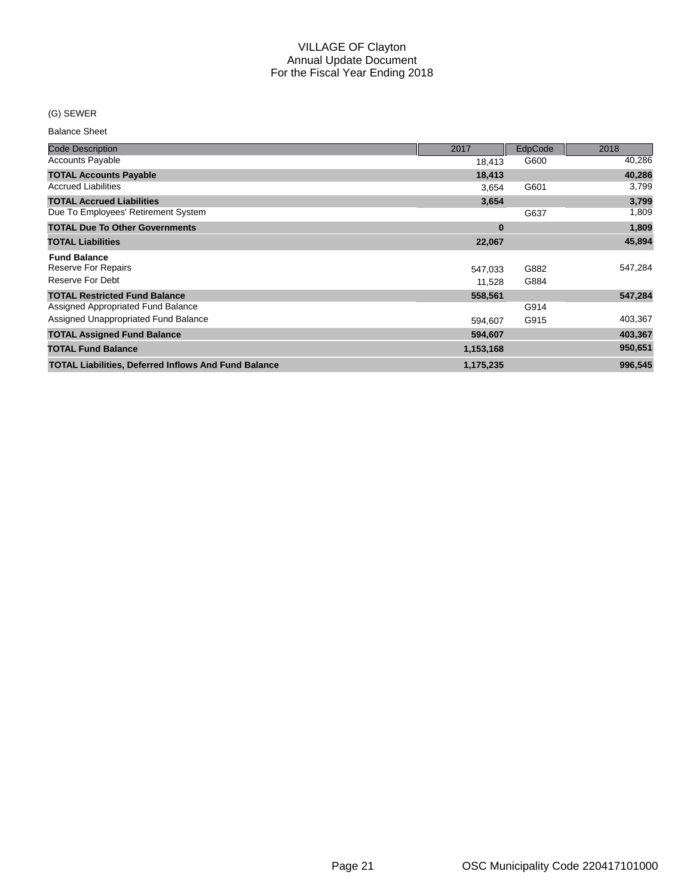# VILLAGE OF Clayton
## Annual Update Document
## For the Fiscal Year Ending 2018

(G) SEWER

Balance Sheet

| Code Description | 2017 | EdpCode | 2018 |
|---|---|---|---|
| Accounts Payable | 18,413 | G600 | 40,286 |
| **TOTAL Accounts Payable** | **18,413** | | **40,286** |
| Accrued Liabilities | 3,654 | G601 | 3,799 |
| **TOTAL Accrued Liabilities** | **3,654** | | **3,799** |
| Due To Employees' Retirement System | | G637 | 1,809 |
| **TOTAL Due To Other Governments** | **0** | | **1,809** |
| **TOTAL Liabilities** | **22,067** | | **45,894** |
| **Fund Balance** | | | |
| Reserve For Repairs | 547,033 | G882 | 547,284 |
| Reserve For Debt | 11,528 | G884 | |
| **TOTAL Restricted Fund Balance** | **558,561** | | **547,284** |
| Assigned Appropriated Fund Balance | | G914 | |
| Assigned Unappropriated Fund Balance | 594,607 | G915 | 403,367 |
| **TOTAL Assigned Fund Balance** | **594,607** | | **403,367** |
| **TOTAL Fund Balance** | **1,153,168** | | **950,651** |
| **TOTAL Liabilities, Deferred Inflows And Fund Balance** | **1,175,235** | | **996,545** |

OSC Municipality Code 220417101000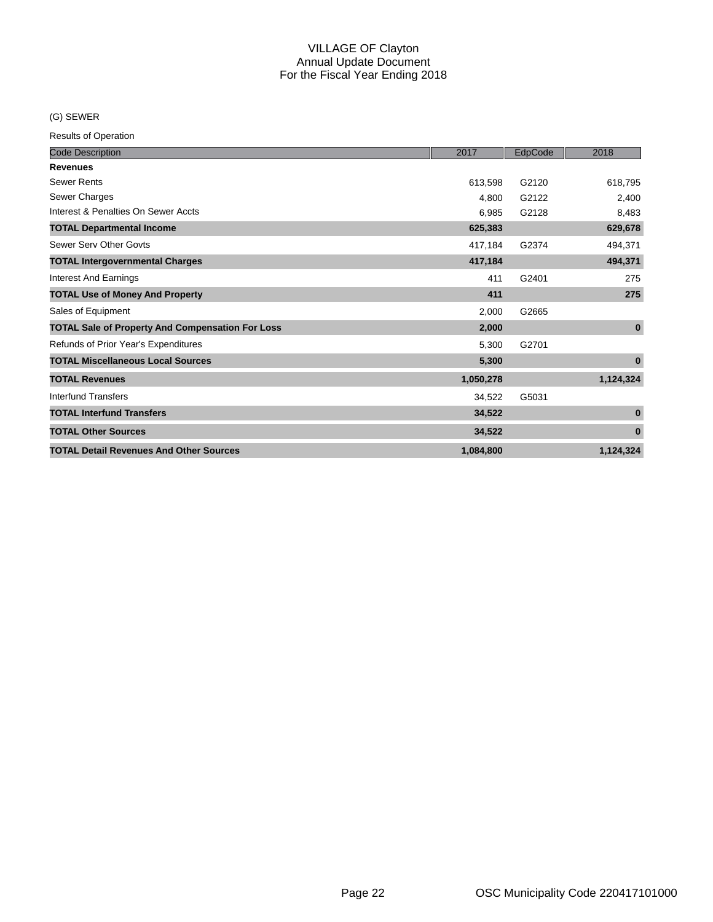# VILLAGE OF Clayton
## Annual Update Document
## For the Fiscal Year Ending 2018

(G) SEWER

Results of Operation

| Code Description | 2017 | EdpCode | 2018 |
|---|---|---|---|
| **Revenues** | | | |
| Sewer Rents | 613,598 | G2120 | 618,795 |
| Sewer Charges | 4,800 | G2122 | 2,400 |
| Interest & Penalties On Sewer Accts | 6,985 | G2128 | 8,483 |
| **TOTAL Departmental Income** | **625,383** | | **629,678** |
| Sewer Serv Other Govts | 417,184 | G2374 | 494,371 |
| **TOTAL Intergovernmental Charges** | **417,184** | | **494,371** |
| Interest And Earnings | 411 | G2401 | 275 |
| **TOTAL Use of Money And Property** | **411** | | **275** |
| Sales of Equipment | 2,000 | G2665 | |
| **TOTAL Sale of Property And Compensation For Loss** | **2,000** | | **0** |
| Refunds of Prior Year's Expenditures | 5,300 | G2701 | |
| **TOTAL Miscellaneous Local Sources** | **5,300** | | **0** |
| **TOTAL Revenues** | **1,050,278** | | **1,124,324** |
| Interfund Transfers | 34,522 | G5031 | |
| **TOTAL Interfund Transfers** | **34,522** | | **0** |
| **TOTAL Other Sources** | **34,522** | | **0** |
| **TOTAL Detail Revenues And Other Sources** | **1,084,800** | | **1,124,324** |

OSC Municipality Code 220417101000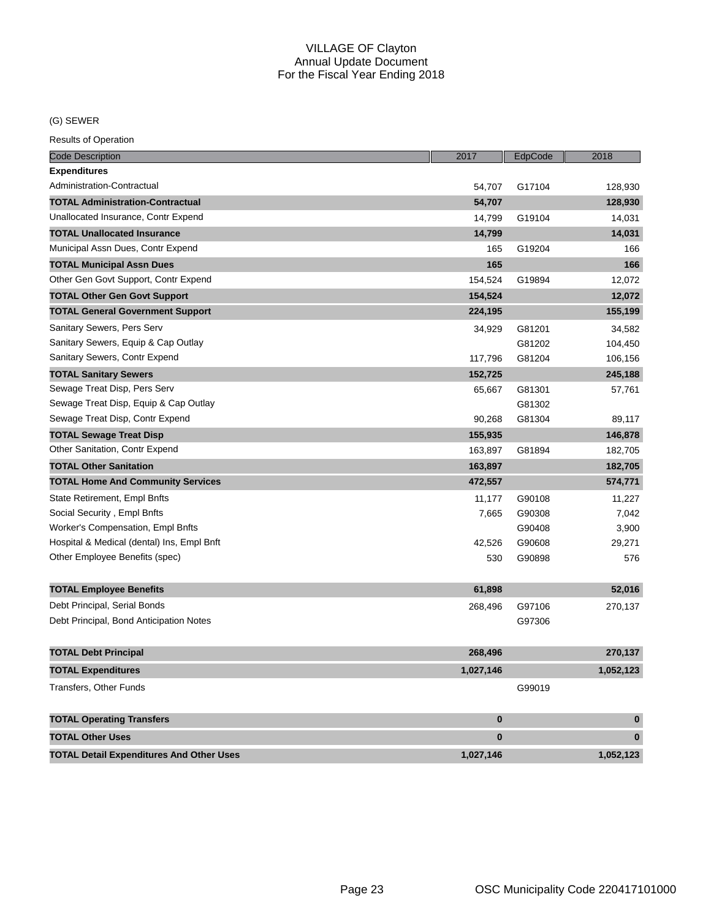# VILLAGE OF Clayton
## Annual Update Document
## For the Fiscal Year Ending 2018

(G) SEWER

Results of Operation

| Code Description | 2017 | EdpCode | 2018 |
|---|---|---|---|
| **Expenditures** | | | |
| Administration-Contractual | 54,707 | G17104 | 128,930 |
| **TOTAL Administration-Contractual** | **54,707** | | **128,930** |
| Unallocated Insurance, Contr Expend | 14,799 | G19104 | 14,031 |
| **TOTAL Unallocated Insurance** | **14,799** | | **14,031** |
| Municipal Assn Dues, Contr Expend | 165 | G19204 | 166 |
| **TOTAL Municipal Assn Dues** | **165** | | **166** |
| Other Gen Govt Support, Contr Expend | 154,524 | G19894 | 12,072 |
| **TOTAL Other Gen Govt Support** | **154,524** | | **12,072** |
| **TOTAL General Government Support** | **224,195** | | **155,199** |
| Sanitary Sewers, Pers Serv | 34,929 | G81201 | 34,582 |
| Sanitary Sewers, Equip & Cap Outlay | | G81202 | 104,450 |
| Sanitary Sewers, Contr Expend | 117,796 | G81204 | 106,156 |
| **TOTAL Sanitary Sewers** | **152,725** | | **245,188** |
| Sewage Treat Disp, Pers Serv | 65,667 | G81301 | 57,761 |
| Sewage Treat Disp, Equip & Cap Outlay | | G81302 | |
| Sewage Treat Disp, Contr Expend | 90,268 | G81304 | 89,117 |
| **TOTAL Sewage Treat Disp** | **155,935** | | **146,878** |
| Other Sanitation, Contr Expend | 163,897 | G81894 | 182,705 |
| **TOTAL Other Sanitation** | **163,897** | | **182,705** |
| **TOTAL Home And Community Services** | **472,557** | | **574,771** |
| State Retirement, Empl Bnfts | 11,177 | G90108 | 11,227 |
| Social Security , Empl Bnfts | 7,665 | G90308 | 7,042 |
| Worker's Compensation, Empl Bnfts | | G90408 | 3,900 |
| Hospital & Medical (dental) Ins, Empl Bnft | 42,526 | G90608 | 29,271 |
| Other Employee Benefits (spec) | 530 | G90898 | 576 |
| **TOTAL Employee Benefits** | **61,898** | | **52,016** |
| Debt Principal, Serial Bonds | 268,496 | G97106 | 270,137 |
| Debt Principal, Bond Anticipation Notes | | G97306 | |
| **TOTAL Debt Principal** | **268,496** | | **270,137** |
| **TOTAL Expenditures** | **1,027,146** | | **1,052,123** |
| Transfers, Other Funds | | G99019 | |
| **TOTAL Operating Transfers** | **0** | | **0** |
| **TOTAL Other Uses** | **0** | | **0** |
| **TOTAL Detail Expenditures And Other Uses** | **1,027,146** | | **1,052,123** |

OSC Municipality Code 220417101000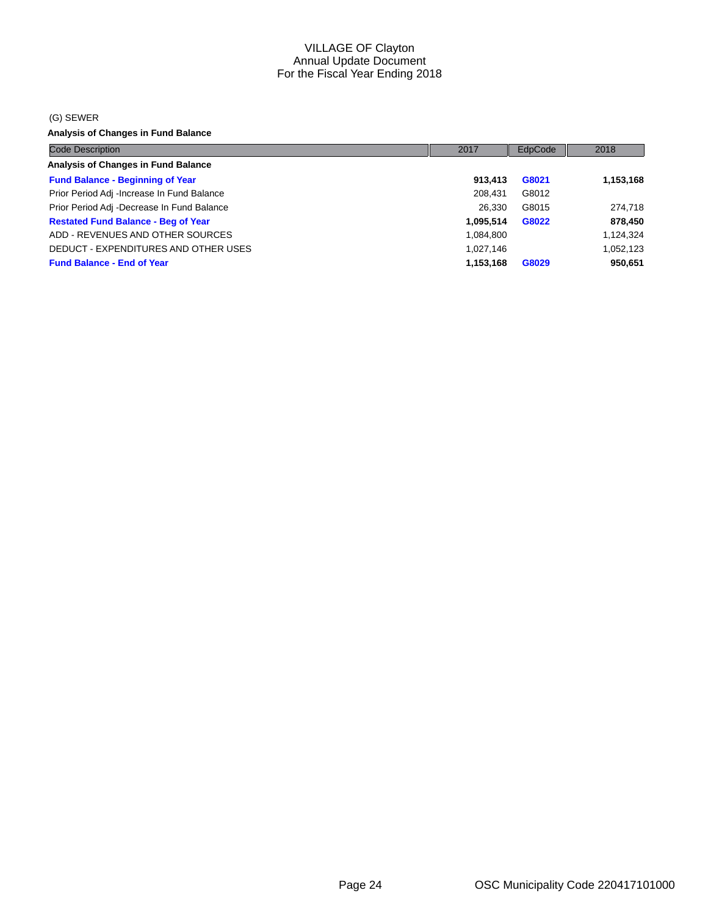VILLAGE OF Clayton
Annual Update Document
For the Fiscal Year Ending 2018

(G) SEWER

**Analysis of Changes in Fund Balance**

| Code Description | 2017 | EdpCode | 2018 |
|---|---|---|---|
| **Analysis of Changes in Fund Balance** | | | |
| **Fund Balance - Beginning of Year** | **913,413** | **G8021** | **1,153,168** |
| Prior Period Adj -Increase In Fund Balance | 208,431 | G8012 | |
| Prior Period Adj -Decrease In Fund Balance | 26,330 | G8015 | 274,718 |
| **Restated Fund Balance - Beg of Year** | **1,095,514** | **G8022** | **878,450** |
| ADD - REVENUES AND OTHER SOURCES | 1,084,800 | | 1,124,324 |
| DEDUCT - EXPENDITURES AND OTHER USES | 1,027,146 | | 1,052,123 |
| **Fund Balance - End of Year** | **1,153,168** | **G8029** | **950,651** |

OSC Municipality Code 220417101000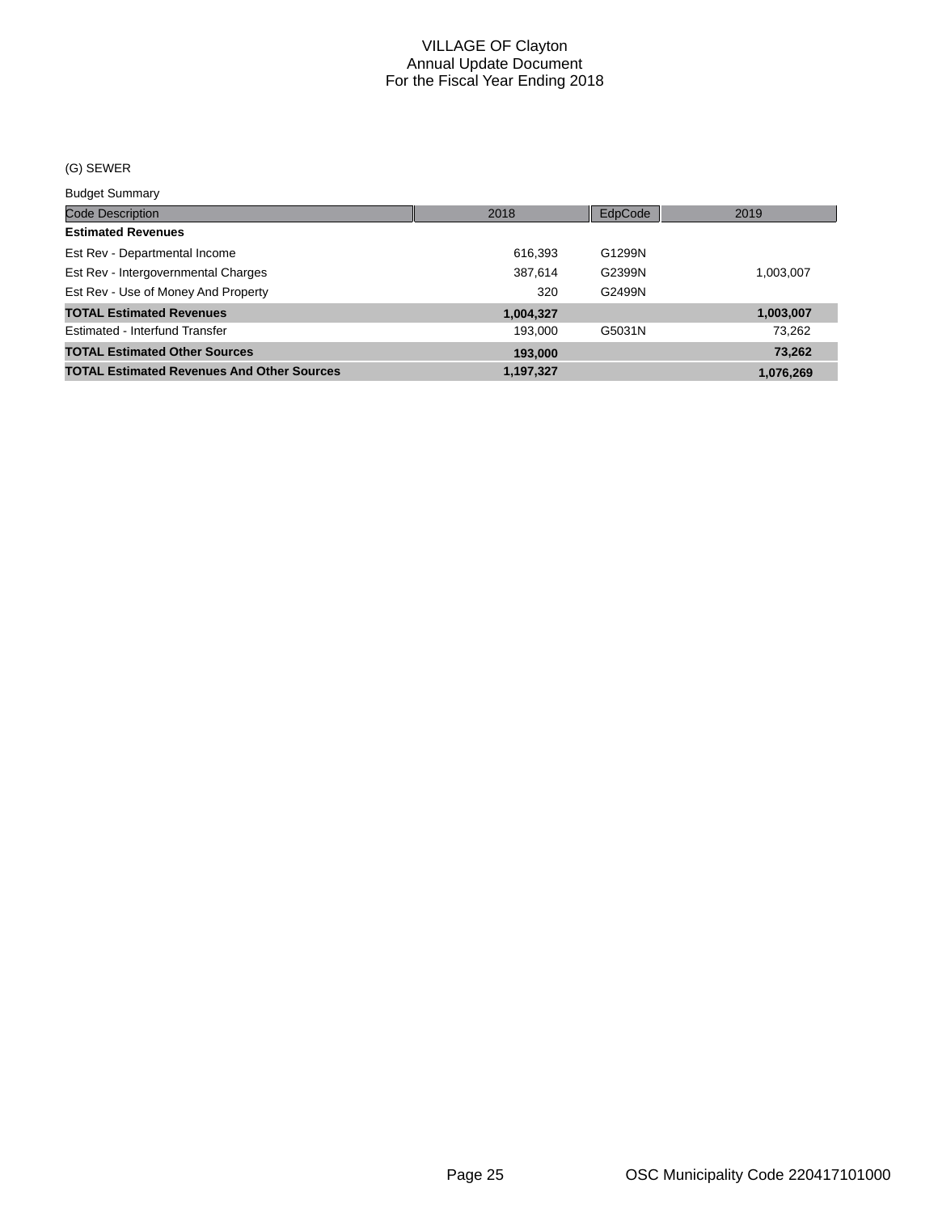# VILLAGE OF Clayton
## Annual Update Document
## For the Fiscal Year Ending 2018

(G) SEWER

Budget Summary

| Code Description | 2018 | EdpCode | 2019 |
|---|---|---|---|
| **Estimated Revenues** | | | |
| Est Rev - Departmental Income | 616,393 | G1299N | |
| Est Rev - Intergovernmental Charges | 387,614 | G2399N | 1,003,007 |
| Est Rev - Use of Money And Property | 320 | G2499N | |
| **TOTAL Estimated Revenues** | **1,004,327** | | **1,003,007** |
| Estimated - Interfund Transfer | 193,000 | G5031N | 73,262 |
| **TOTAL Estimated Other Sources** | **193,000** | | **73,262** |
| **TOTAL Estimated Revenues And Other Sources** | **1,197,327** | | **1,076,269** |

OSC Municipality Code 220417101000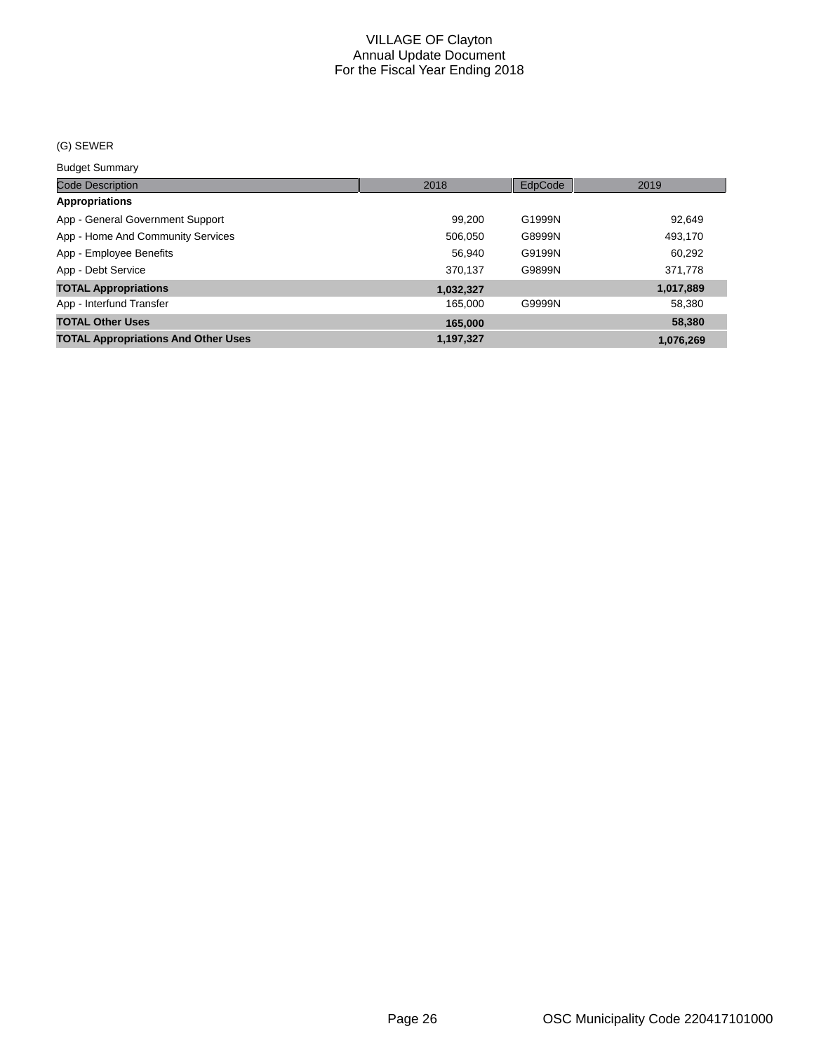# VILLAGE OF Clayton
## Annual Update Document
## For the Fiscal Year Ending 2018

(G) SEWER

Budget Summary

| Code Description | 2018 | EdpCode | 2019 |
|---|---|---|---|
| **Appropriations** | | | |
| App - General Government Support | 99,200 | G1999N | 92,649 |
| App - Home And Community Services | 506,050 | G8999N | 493,170 |
| App - Employee Benefits | 56,940 | G9199N | 60,292 |
| App - Debt Service | 370,137 | G9899N | 371,778 |
| **TOTAL Appropriations** | **1,032,327** | | **1,017,889** |
| App - Interfund Transfer | 165,000 | G9999N | 58,380 |
| **TOTAL Other Uses** | **165,000** | | **58,380** |
| **TOTAL Appropriations And Other Uses** | **1,197,327** | | **1,076,269** |

OSC Municipality Code 220417101000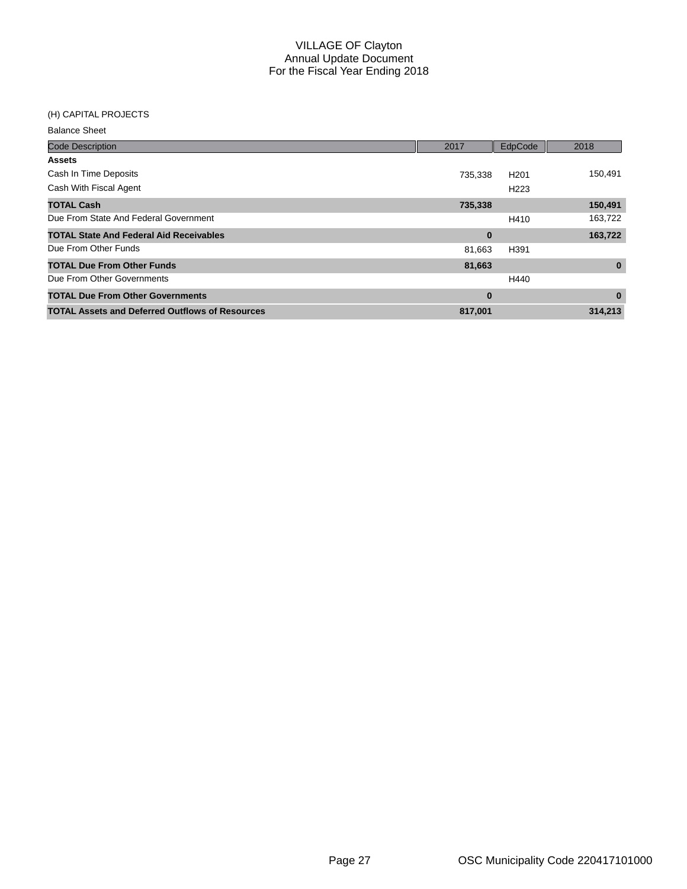# VILLAGE OF Clayton
## Annual Update Document
## For the Fiscal Year Ending 2018

(H) CAPITAL PROJECTS

Balance Sheet

| Code Description | 2017 | EdpCode | 2018 |
|---|---|---|---|
| **Assets** | | | |
| Cash In Time Deposits | 735,338 | H201 | 150,491 |
| Cash With Fiscal Agent | | H223 | |
| **TOTAL Cash** | **735,338** | | **150,491** |
| Due From State And Federal Government | | H410 | 163,722 |
| **TOTAL State And Federal Aid Receivables** | **0** | | **163,722** |
| Due From Other Funds | 81,663 | H391 | |
| **TOTAL Due From Other Funds** | **81,663** | | **0** |
| Due From Other Governments | | H440 | |
| **TOTAL Due From Other Governments** | **0** | | **0** |
| **TOTAL Assets and Deferred Outflows of Resources** | **817,001** | | **314,213** |

OSC Municipality Code 220417101000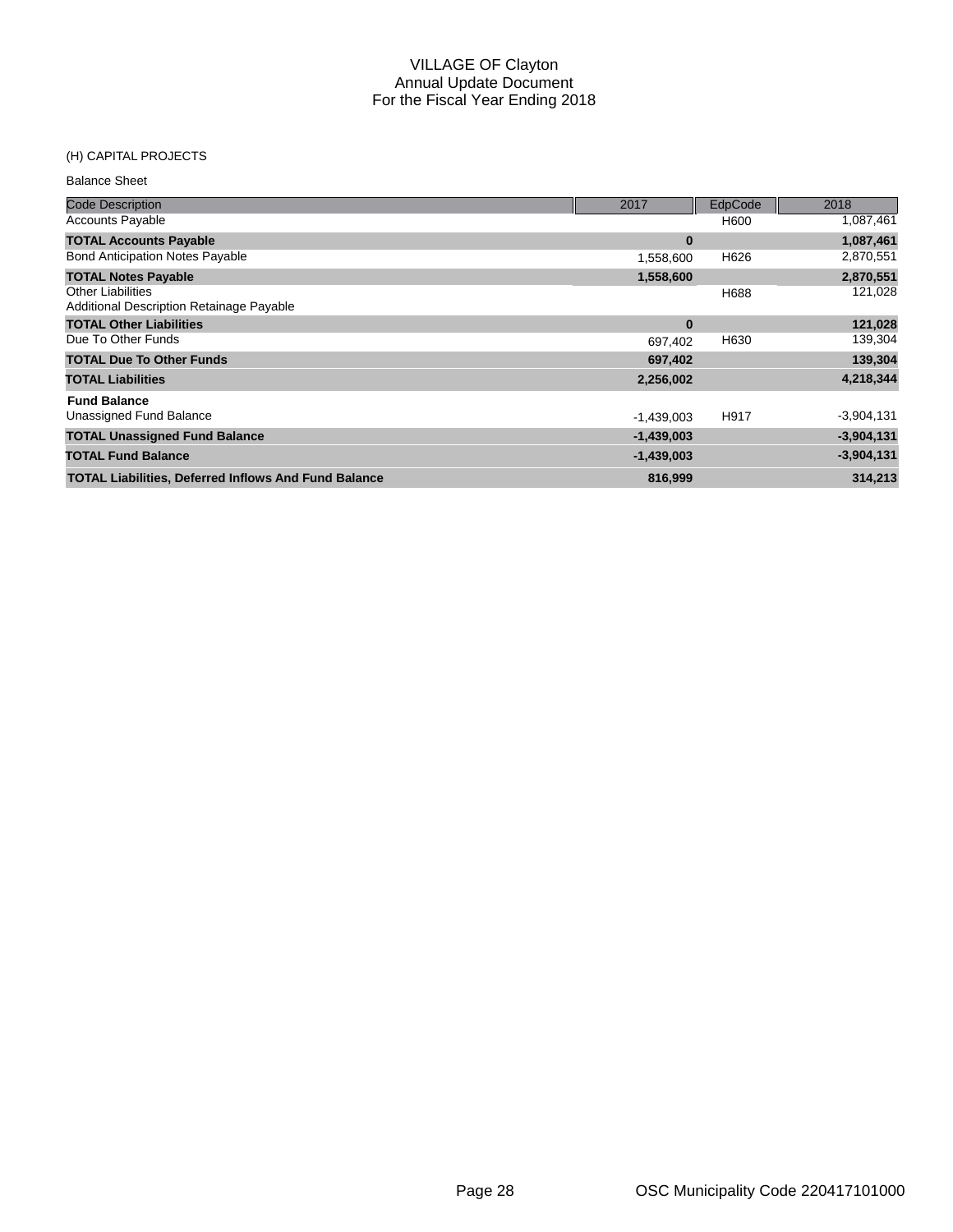VILLAGE OF Clayton
Annual Update Document
For the Fiscal Year Ending 2018

(H) CAPITAL PROJECTS

Balance Sheet

| Code Description | 2017 | EdpCode | 2018 |
|---|---|---|---|
| Accounts Payable | | H600 | 1,087,461 |
| **TOTAL Accounts Payable** | **0** | | **1,087,461** |
| Bond Anticipation Notes Payable | 1,558,600 | H626 | 2,870,551 |
| **TOTAL Notes Payable** | **1,558,600** | | **2,870,551** |
| Other Liabilities<br>Additional Description Retainage Payable | | H688 | 121,028 |
| **TOTAL Other Liabilities** | **0** | | **121,028** |
| Due To Other Funds | 697,402 | H630 | 139,304 |
| **TOTAL Due To Other Funds** | **697,402** | | **139,304** |
| **TOTAL Liabilities** | **2,256,002** | | **4,218,344** |
| **Fund Balance** | | | |
| Unassigned Fund Balance | -1,439,003 | H917 | -3,904,131 |
| **TOTAL Unassigned Fund Balance** | **-1,439,003** | | **-3,904,131** |
| **TOTAL Fund Balance** | **-1,439,003** | | **-3,904,131** |
| **TOTAL Liabilities, Deferred Inflows And Fund Balance** | **816,999** | | **314,213** |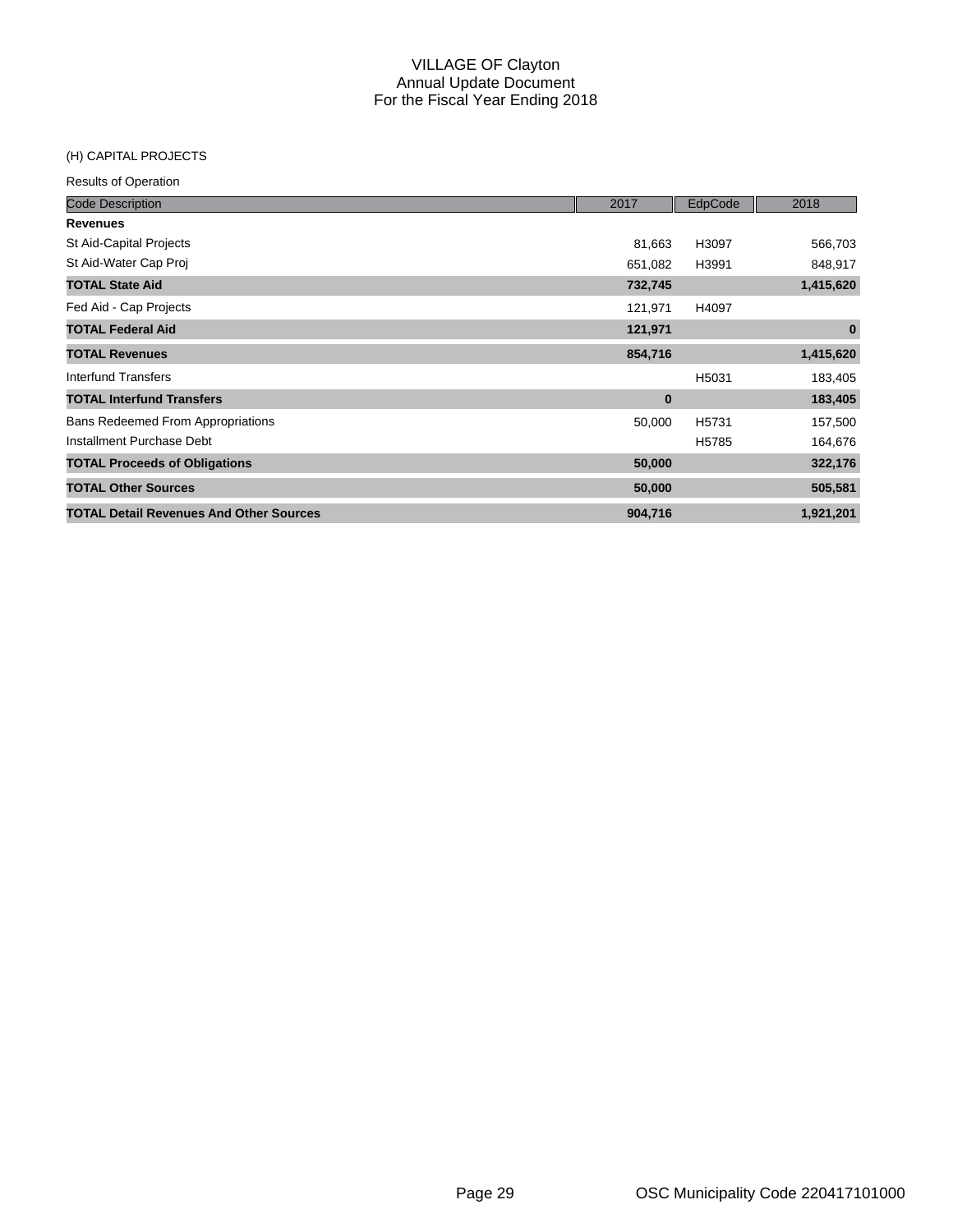# VILLAGE OF Clayton
## Annual Update Document
## For the Fiscal Year Ending 2018

(H) CAPITAL PROJECTS

Results of Operation

| Code Description | 2017 | EdpCode | 2018 |
|---|---|---|---|
| **Revenues** | | | |
| St Aid-Capital Projects | 81,663 | H3097 | 566,703 |
| St Aid-Water Cap Proj | 651,082 | H3991 | 848,917 |
| **TOTAL State Aid** | **732,745** | | **1,415,620** |
| Fed Aid - Cap Projects | 121,971 | H4097 | |
| **TOTAL Federal Aid** | **121,971** | | **0** |
| **TOTAL Revenues** | **854,716** | | **1,415,620** |
| Interfund Transfers | | H5031 | 183,405 |
| **TOTAL Interfund Transfers** | **0** | | **183,405** |
| Bans Redeemed From Appropriations | 50,000 | H5731 | 157,500 |
| Installment Purchase Debt | | H5785 | 164,676 |
| **TOTAL Proceeds of Obligations** | **50,000** | | **322,176** |
| **TOTAL Other Sources** | **50,000** | | **505,581** |
| **TOTAL Detail Revenues And Other Sources** | **904,716** | | **1,921,201** |

OSC Municipality Code 220417101000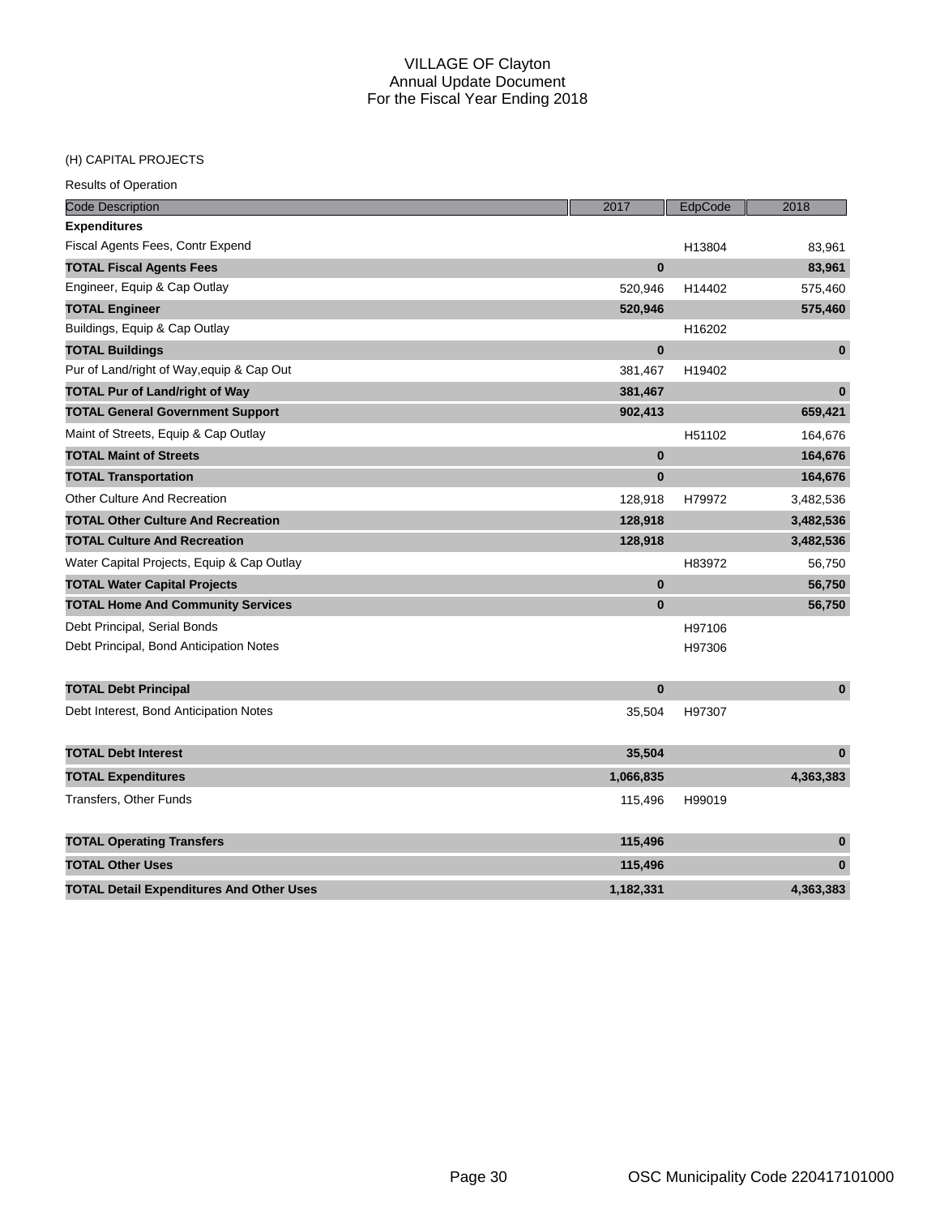# VILLAGE OF Clayton
## Annual Update Document
## For the Fiscal Year Ending 2018

(H) CAPITAL PROJECTS

Results of Operation

| Code Description | 2017 | EdpCode | 2018 |
|---|---|---|---|
| **Expenditures** | | | |
| Fiscal Agents Fees, Contr Expend | | H13804 | 83,961 |
| **TOTAL Fiscal Agents Fees** | **0** | | **83,961** |
| Engineer, Equip & Cap Outlay | 520,946 | H14402 | 575,460 |
| **TOTAL Engineer** | **520,946** | | **575,460** |
| Buildings, Equip & Cap Outlay | | H16202 | |
| **TOTAL Buildings** | **0** | | **0** |
| Pur of Land/right of Way,equip & Cap Out | 381,467 | H19402 | |
| **TOTAL Pur of Land/right of Way** | **381,467** | | **0** |
| **TOTAL General Government Support** | **902,413** | | **659,421** |
| Maint of Streets, Equip & Cap Outlay | | H51102 | 164,676 |
| **TOTAL Maint of Streets** | **0** | | **164,676** |
| **TOTAL Transportation** | **0** | | **164,676** |
| Other Culture And Recreation | 128,918 | H79972 | 3,482,536 |
| **TOTAL Other Culture And Recreation** | **128,918** | | **3,482,536** |
| **TOTAL Culture And Recreation** | **128,918** | | **3,482,536** |
| Water Capital Projects, Equip & Cap Outlay | | H83972 | 56,750 |
| **TOTAL Water Capital Projects** | **0** | | **56,750** |
| **TOTAL Home And Community Services** | **0** | | **56,750** |
| Debt Principal, Serial Bonds | | H97106 | |
| Debt Principal, Bond Anticipation Notes | | H97306 | |
| **TOTAL Debt Principal** | **0** | | **0** |
| Debt Interest, Bond Anticipation Notes | 35,504 | H97307 | |
| **TOTAL Debt Interest** | **35,504** | | **0** |
| **TOTAL Expenditures** | **1,066,835** | | **4,363,383** |
| Transfers, Other Funds | 115,496 | H99019 | |
| **TOTAL Operating Transfers** | **115,496** | | **0** |
| **TOTAL Other Uses** | **115,496** | | **0** |
| **TOTAL Detail Expenditures And Other Uses** | **1,182,331** | | **4,363,383** |

OSC Municipality Code 220417101000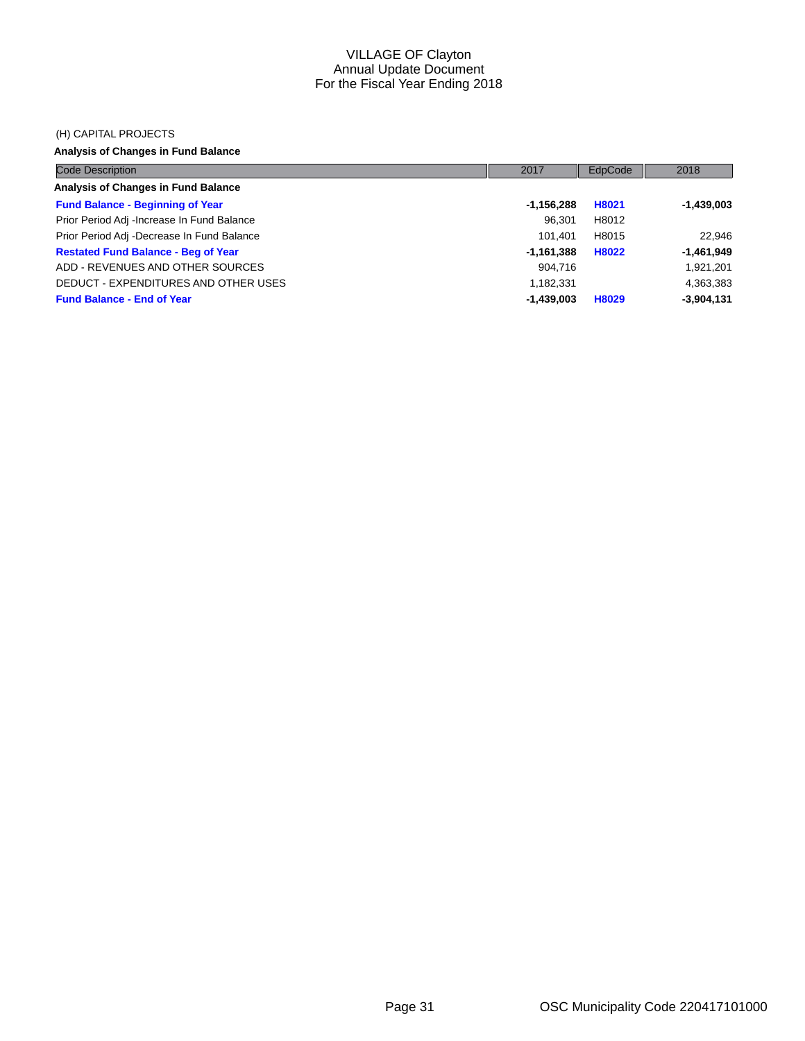# VILLAGE OF Clayton
## Annual Update Document
## For the Fiscal Year Ending 2018

(H) CAPITAL PROJECTS

**Analysis of Changes in Fund Balance**

| Code Description | 2017 | EdpCode | 2018 |
|---|---|---|---|
| **Analysis of Changes in Fund Balance** | | | |
| **Fund Balance - Beginning of Year** | **-1,156,288** | **H8021** | **-1,439,003** |
| Prior Period Adj -Increase In Fund Balance | 96,301 | H8012 | |
| Prior Period Adj -Decrease In Fund Balance | 101,401 | H8015 | 22,946 |
| **Restated Fund Balance - Beg of Year** | **-1,161,388** | **H8022** | **-1,461,949** |
| ADD - REVENUES AND OTHER SOURCES | 904,716 | | 1,921,201 |
| DEDUCT - EXPENDITURES AND OTHER USES | 1,182,331 | | 4,363,383 |
| **Fund Balance - End of Year** | **-1,439,003** | **H8029** | **-3,904,131** |

OSC Municipality Code 220417101000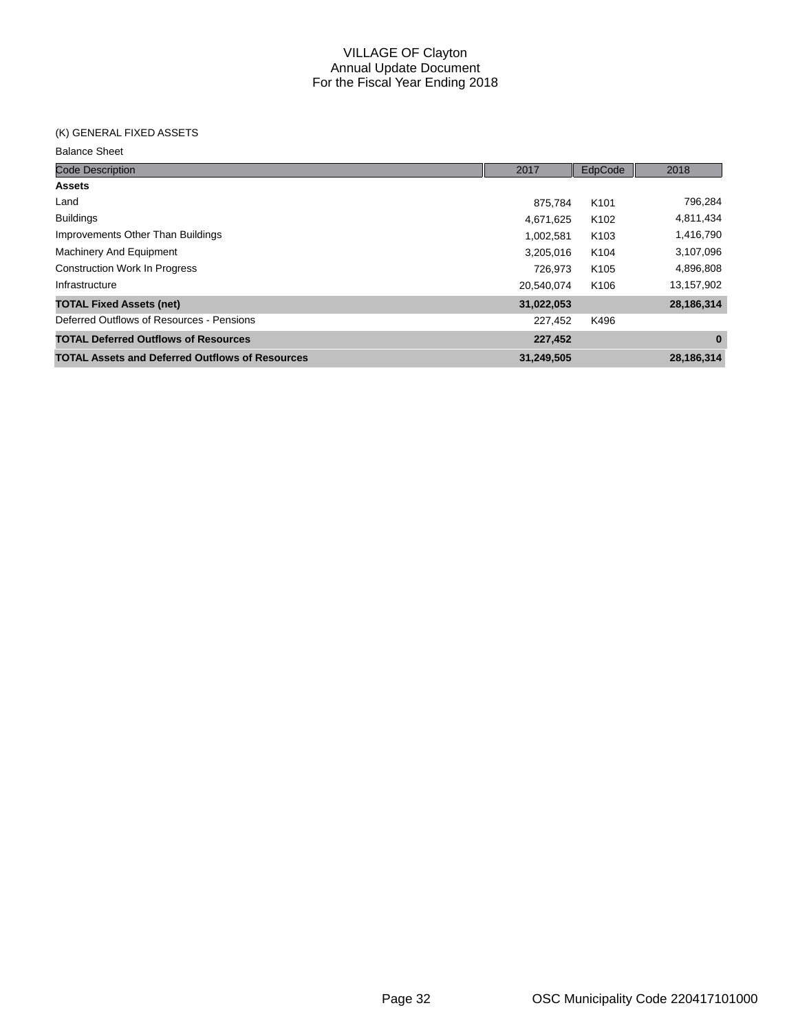# VILLAGE OF Clayton
## Annual Update Document
## For the Fiscal Year Ending 2018

(K) GENERAL FIXED ASSETS

Balance Sheet

| Code Description | 2017 | EdpCode | 2018 |
|---|---|---|---|
| **Assets** | | | |
| Land | 875,784 | K101 | 796,284 |
| Buildings | 4,671,625 | K102 | 4,811,434 |
| Improvements Other Than Buildings | 1,002,581 | K103 | 1,416,790 |
| Machinery And Equipment | 3,205,016 | K104 | 3,107,096 |
| Construction Work In Progress | 726,973 | K105 | 4,896,808 |
| Infrastructure | 20,540,074 | K106 | 13,157,902 |
| **TOTAL Fixed Assets (net)** | **31,022,053** | | **28,186,314** |
| Deferred Outflows of Resources - Pensions | 227,452 | K496 | |
| **TOTAL Deferred Outflows of Resources** | **227,452** | | **0** |
| **TOTAL Assets and Deferred Outflows of Resources** | **31,249,505** | | **28,186,314** |

OSC Municipality Code 220417101000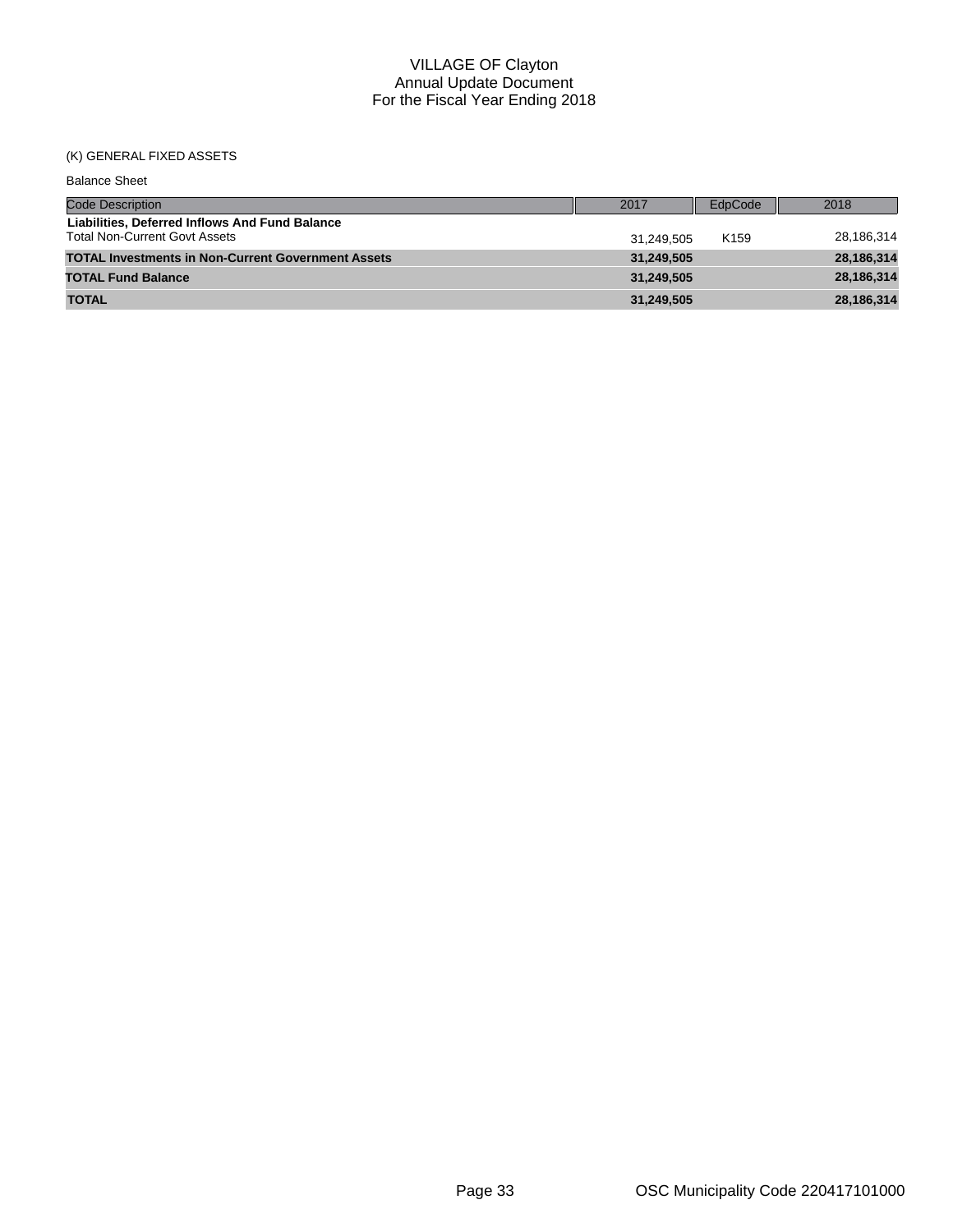# VILLAGE OF Clayton
## Annual Update Document
## For the Fiscal Year Ending 2018

(K) GENERAL FIXED ASSETS

Balance Sheet

| Code Description | 2017 | EdpCode | 2018 |
|---|---|---|---|
| **Liabilities, Deferred Inflows And Fund Balance** | | | |
| Total Non-Current Govt Assets | 31,249,505 | K159 | 28,186,314 |
| **TOTAL Investments in Non-Current Government Assets** | **31,249,505** | | **28,186,314** |
| **TOTAL Fund Balance** | **31,249,505** | | **28,186,314** |
| **TOTAL** | **31,249,505** | | **28,186,314** |

OSC Municipality Code 220417101000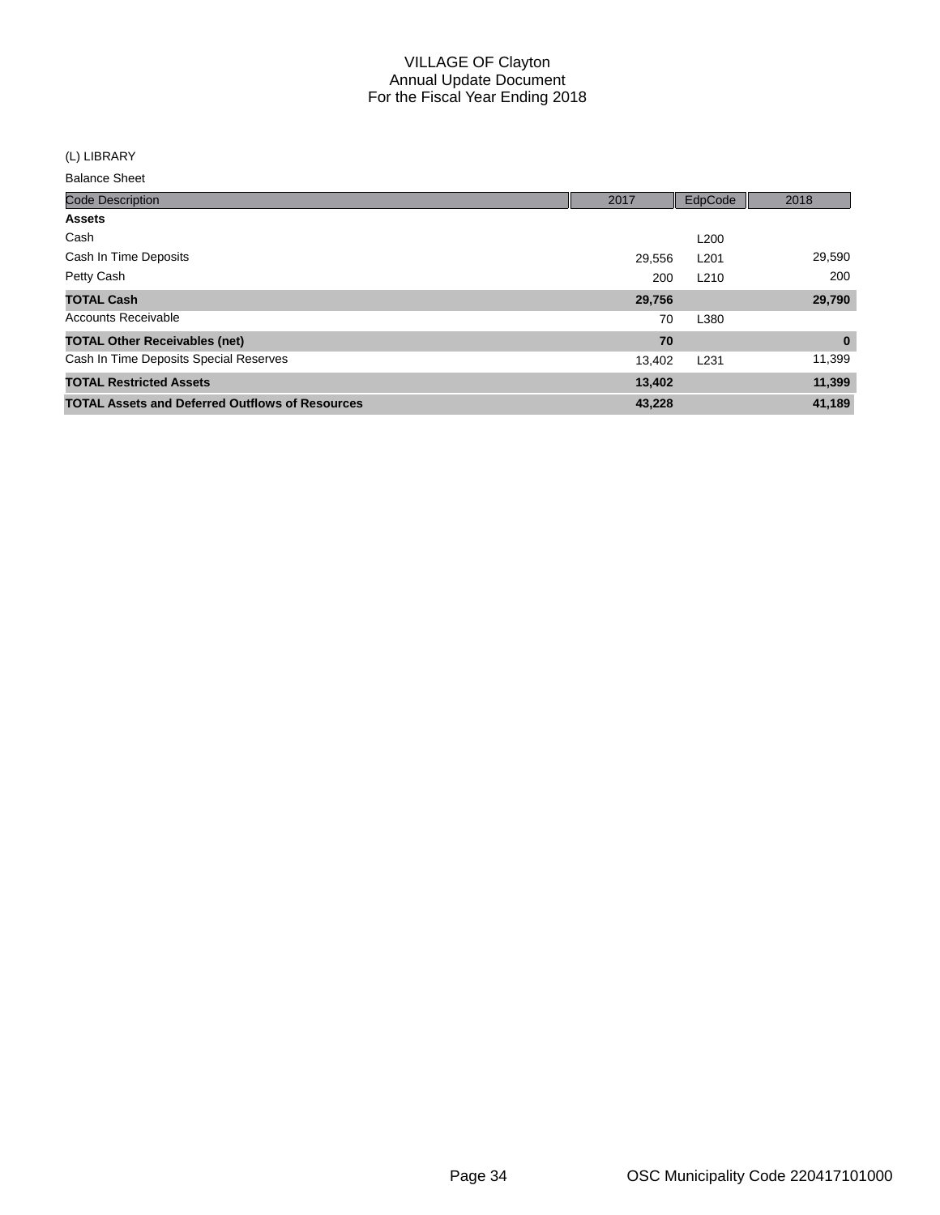# VILLAGE OF Clayton
## Annual Update Document
## For the Fiscal Year Ending 2018

(L) LIBRARY

Balance Sheet

| Code Description | 2017 | EdpCode | 2018 |
|---|---|---|---|
| **Assets** | | | |
| Cash | | L200 | |
| Cash In Time Deposits | 29,556 | L201 | 29,590 |
| Petty Cash | 200 | L210 | 200 |
| **TOTAL Cash** | **29,756** | | **29,790** |
| Accounts Receivable | 70 | L380 | |
| **TOTAL Other Receivables (net)** | **70** | | **0** |
| Cash In Time Deposits Special Reserves | 13,402 | L231 | 11,399 |
| **TOTAL Restricted Assets** | **13,402** | | **11,399** |
| **TOTAL Assets and Deferred Outflows of Resources** | **43,228** | | **41,189** |

OSC Municipality Code 220417101000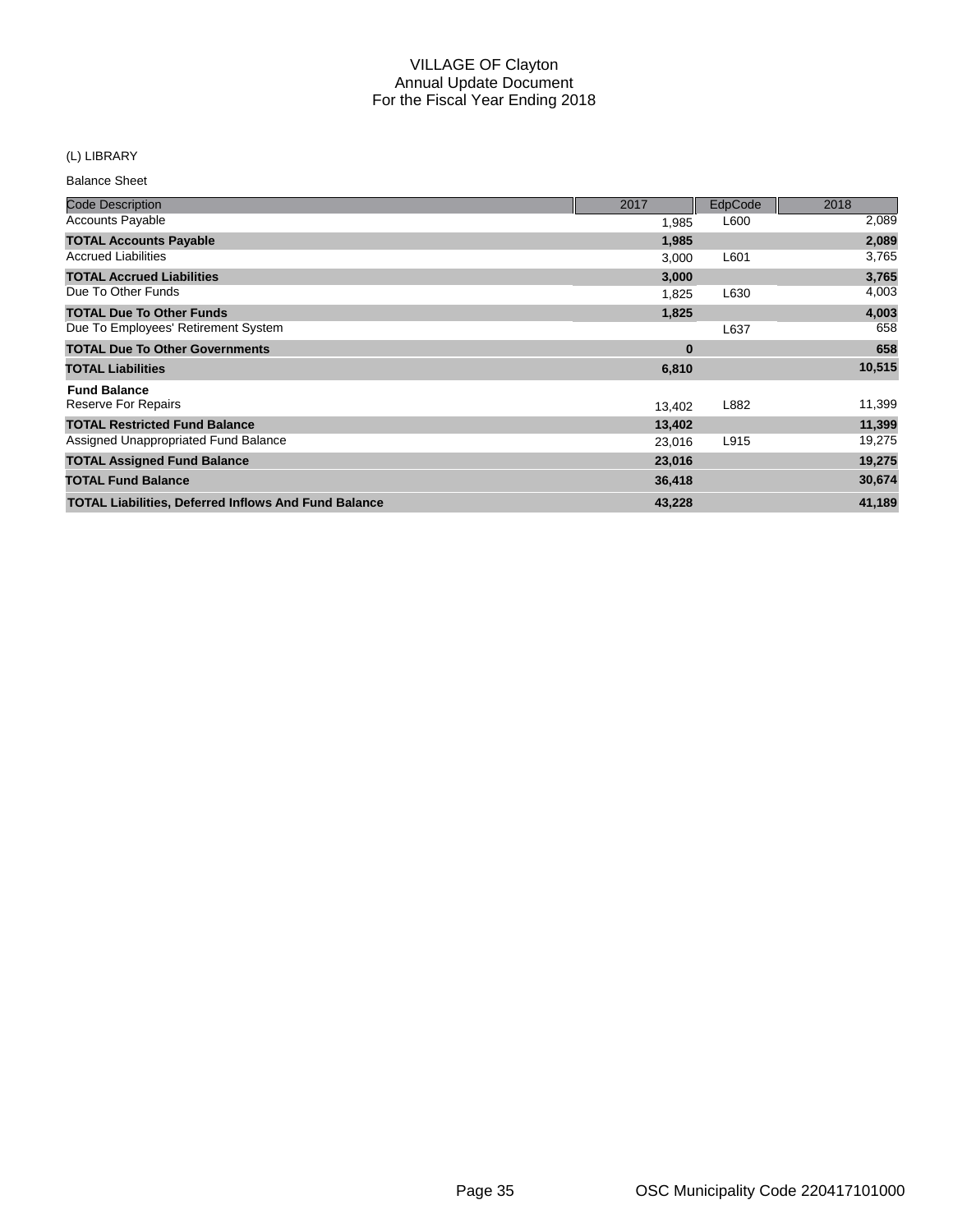# VILLAGE OF Clayton
## Annual Update Document
## For the Fiscal Year Ending 2018

(L) LIBRARY

Balance Sheet

| Code Description | 2017 | EdpCode | 2018 |
|---|---|---|---|
| Accounts Payable | 1,985 | L600 | 2,089 |
| **TOTAL Accounts Payable** | **1,985** | | **2,089** |
| Accrued Liabilities | 3,000 | L601 | 3,765 |
| **TOTAL Accrued Liabilities** | **3,000** | | **3,765** |
| Due To Other Funds | 1,825 | L630 | 4,003 |
| **TOTAL Due To Other Funds** | **1,825** | | **4,003** |
| Due To Employees' Retirement System | | L637 | 658 |
| **TOTAL Due To Other Governments** | **0** | | **658** |
| **TOTAL Liabilities** | **6,810** | | **10,515** |
| **Fund Balance** | | | |
| Reserve For Repairs | 13,402 | L882 | 11,399 |
| **TOTAL Restricted Fund Balance** | **13,402** | | **11,399** |
| Assigned Unappropriated Fund Balance | 23,016 | L915 | 19,275 |
| **TOTAL Assigned Fund Balance** | **23,016** | | **19,275** |
| **TOTAL Fund Balance** | **36,418** | | **30,674** |
| **TOTAL Liabilities, Deferred Inflows And Fund Balance** | **43,228** | | **41,189** |

OSC Municipality Code 220417101000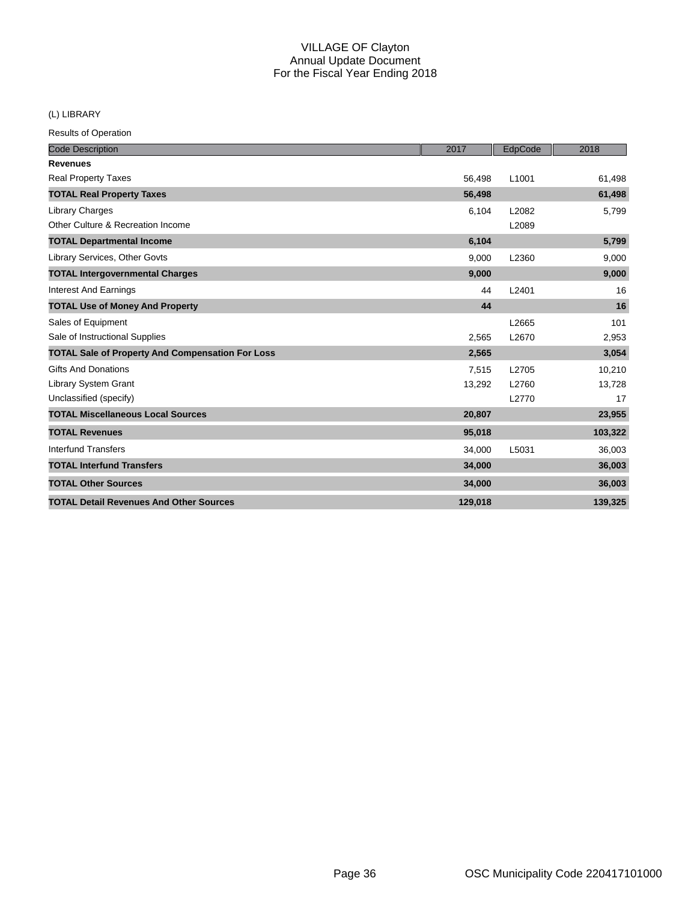# VILLAGE OF Clayton
## Annual Update Document
## For the Fiscal Year Ending 2018

(L) LIBRARY

Results of Operation

| Code Description | 2017 | EdpCode | 2018 |
|---|---|---|---|
| **Revenues** | | | |
| Real Property Taxes | 56,498 | L1001 | 61,498 |
| **TOTAL Real Property Taxes** | **56,498** | | **61,498** |
| Library Charges | 6,104 | L2082 | 5,799 |
| Other Culture & Recreation Income | | L2089 | |
| **TOTAL Departmental Income** | **6,104** | | **5,799** |
| Library Services, Other Govts | 9,000 | L2360 | 9,000 |
| **TOTAL Intergovernmental Charges** | **9,000** | | **9,000** |
| Interest And Earnings | 44 | L2401 | 16 |
| **TOTAL Use of Money And Property** | **44** | | **16** |
| Sales of Equipment | | L2665 | 101 |
| Sale of Instructional Supplies | 2,565 | L2670 | 2,953 |
| **TOTAL Sale of Property And Compensation For Loss** | **2,565** | | **3,054** |
| Gifts And Donations | 7,515 | L2705 | 10,210 |
| Library System Grant | 13,292 | L2760 | 13,728 |
| Unclassified (specify) | | L2770 | 17 |
| **TOTAL Miscellaneous Local Sources** | **20,807** | | **23,955** |
| **TOTAL Revenues** | **95,018** | | **103,322** |
| Interfund Transfers | 34,000 | L5031 | 36,003 |
| **TOTAL Interfund Transfers** | **34,000** | | **36,003** |
| **TOTAL Other Sources** | **34,000** | | **36,003** |
| **TOTAL Detail Revenues And Other Sources** | **129,018** | | **139,325** |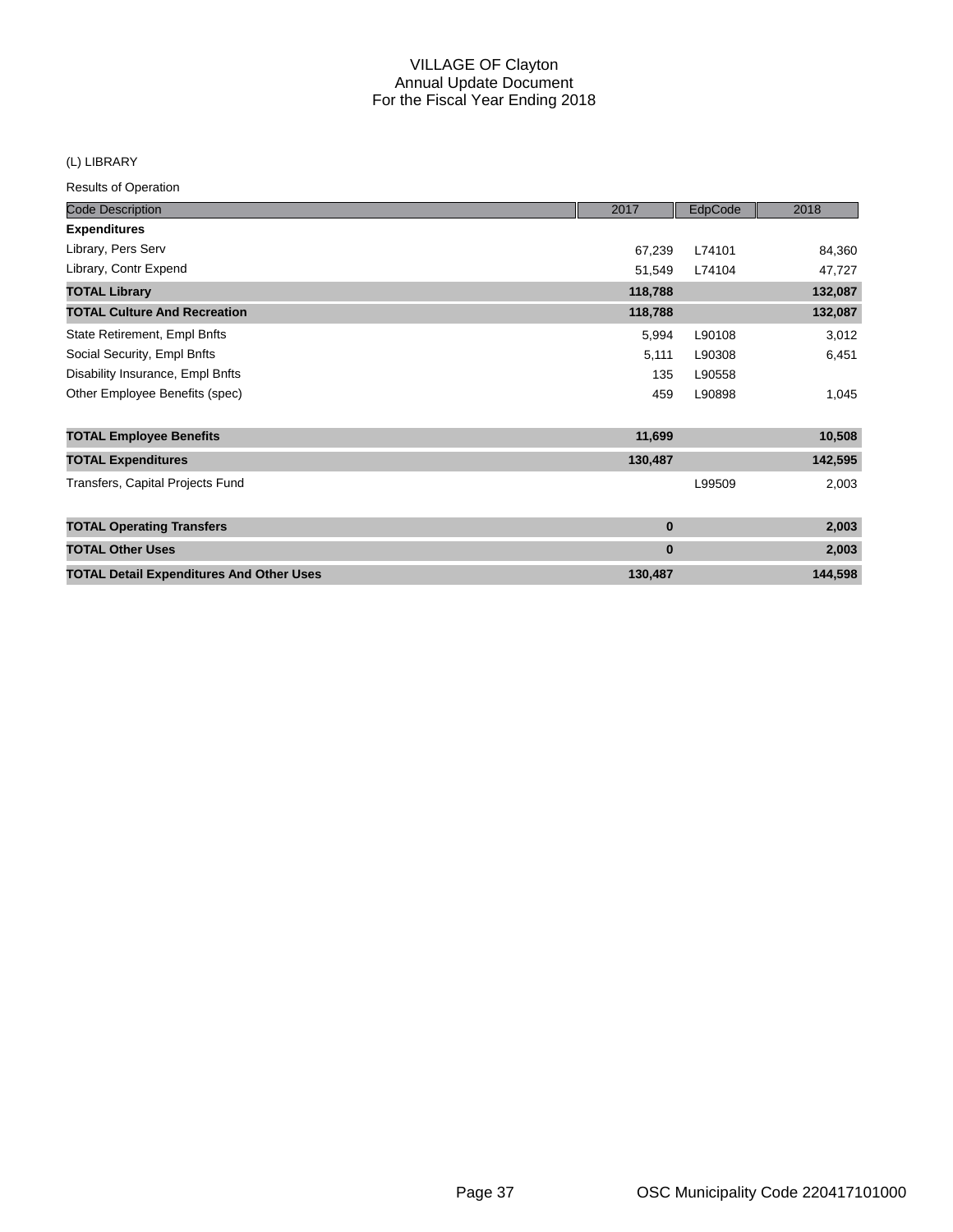# VILLAGE OF Clayton
## Annual Update Document
## For the Fiscal Year Ending 2018

(L) LIBRARY

Results of Operation

| Code Description | 2017 | EdpCode | 2018 |
|---|---|---|---|
| **Expenditures** | | | |
| Library, Pers Serv | 67,239 | L74101 | 84,360 |
| Library, Contr Expend | 51,549 | L74104 | 47,727 |
| **TOTAL Library** | **118,788** | | **132,087** |
| **TOTAL Culture And Recreation** | **118,788** | | **132,087** |
| State Retirement, Empl Bnfts | 5,994 | L90108 | 3,012 |
| Social Security, Empl Bnfts | 5,111 | L90308 | 6,451 |
| Disability Insurance, Empl Bnfts | 135 | L90558 | |
| Other Employee Benefits (spec) | 459 | L90898 | 1,045 |
| **TOTAL Employee Benefits** | **11,699** | | **10,508** |
| **TOTAL Expenditures** | **130,487** | | **142,595** |
| Transfers, Capital Projects Fund | | L99509 | 2,003 |
| **TOTAL Operating Transfers** | **0** | | **2,003** |
| **TOTAL Other Uses** | **0** | | **2,003** |
| **TOTAL Detail Expenditures And Other Uses** | **130,487** | | **144,598** |

OSC Municipality Code 220417101000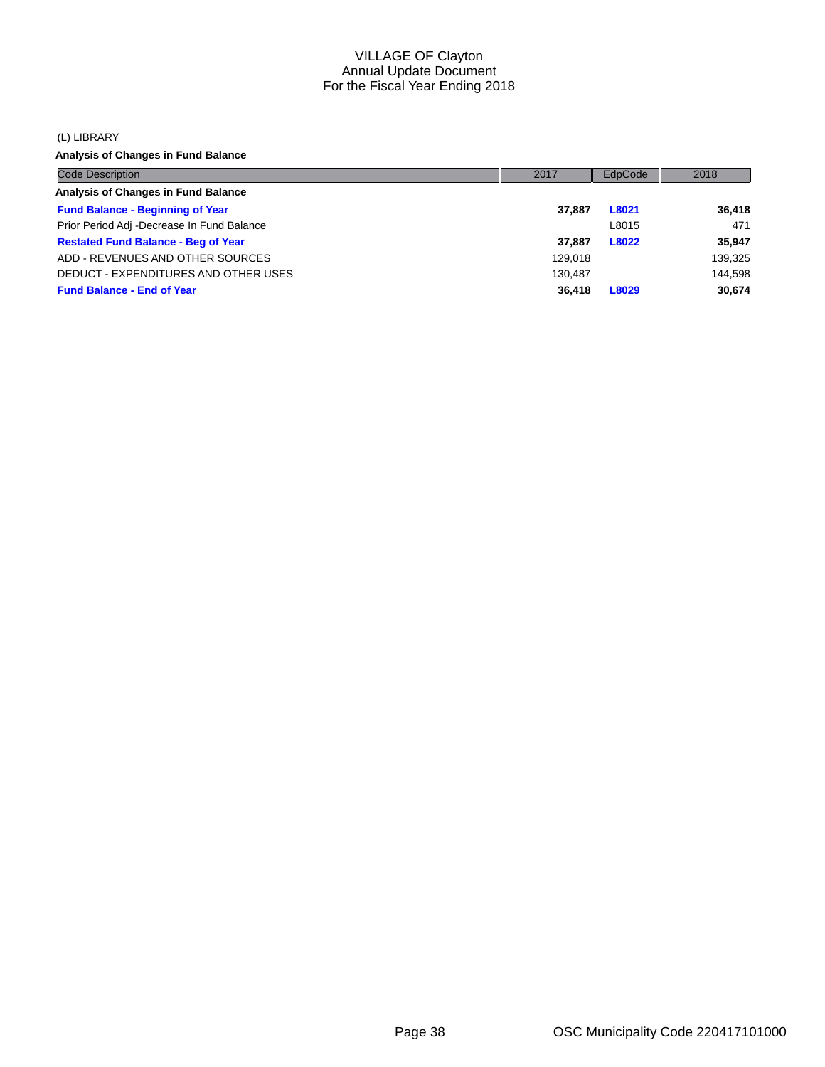# VILLAGE OF Clayton
## Annual Update Document
## For the Fiscal Year Ending 2018

(L) LIBRARY

**Analysis of Changes in Fund Balance**

| Code Description | 2017 | EdpCode | 2018 |
|---|---|---|---|
| **Analysis of Changes in Fund Balance** | | | |
| **Fund Balance - Beginning of Year** | **37,887** | **L8021** | **36,418** |
| Prior Period Adj -Decrease In Fund Balance | | L8015 | 471 |
| **Restated Fund Balance - Beg of Year** | **37,887** | **L8022** | **35,947** |
| ADD - REVENUES AND OTHER SOURCES | 129,018 | | 139,325 |
| DEDUCT - EXPENDITURES AND OTHER USES | 130,487 | | 144,598 |
| **Fund Balance - End of Year** | **36,418** | **L8029** | **30,674** |

OSC Municipality Code 220417101000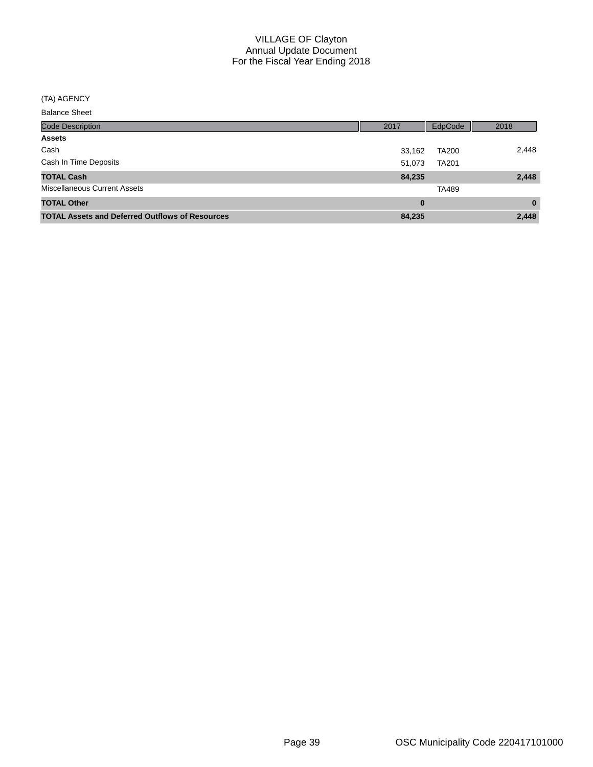# VILLAGE OF Clayton
## Annual Update Document
### For the Fiscal Year Ending 2018

(TA) AGENCY

Balance Sheet

| Code Description | 2017 | EdpCode | 2018 |
|---|---|---|---|
| **Assets** | | | |
| Cash | 33,162 | TA200 | 2,448 |
| Cash In Time Deposits | 51,073 | TA201 | |
| **TOTAL Cash** | **84,235** | | **2,448** |
| Miscellaneous Current Assets | | TA489 | |
| **TOTAL Other** | **0** | | **0** |
| **TOTAL Assets and Deferred Outflows of Resources** | **84,235** | | **2,448** |

OSC Municipality Code 220417101000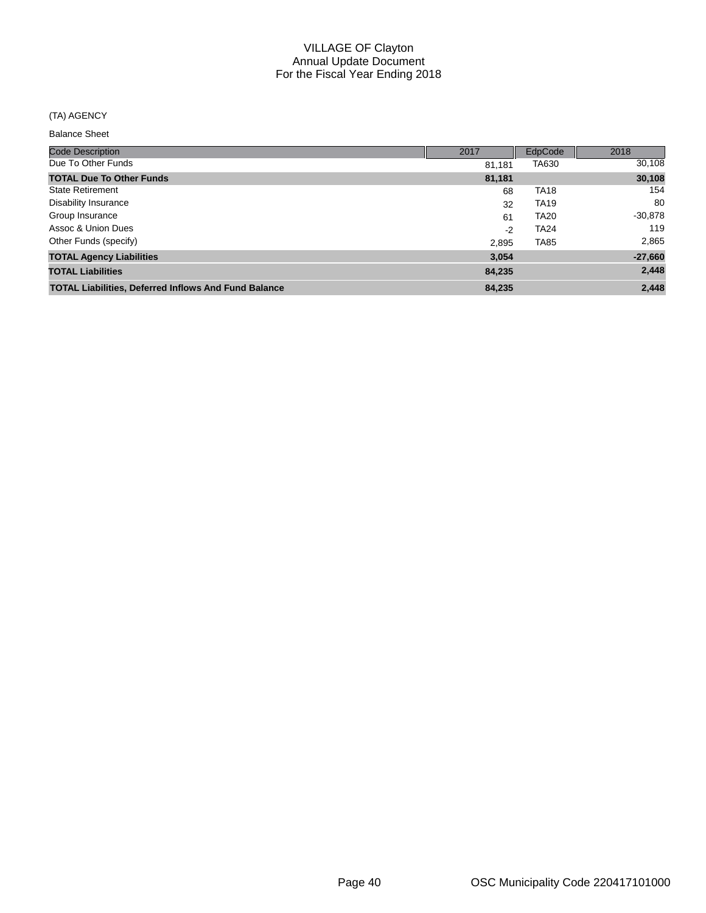# VILLAGE OF Clayton
## Annual Update Document
## For the Fiscal Year Ending 2018

(TA) AGENCY

Balance Sheet

| Code Description | 2017 | EdpCode | 2018 |
|---|---|---|---|
| Due To Other Funds | 81,181 | TA630 | 30,108 |
| **TOTAL Due To Other Funds** | **81,181** | | **30,108** |
| State Retirement | 68 | TA18 | 154 |
| Disability Insurance | 32 | TA19 | 80 |
| Group Insurance | 61 | TA20 | -30,878 |
| Assoc & Union Dues | -2 | TA24 | 119 |
| Other Funds (specify) | 2,895 | TA85 | 2,865 |
| **TOTAL Agency Liabilities** | **3,054** | | **-27,660** |
| **TOTAL Liabilities** | **84,235** | | **2,448** |
| **TOTAL Liabilities, Deferred Inflows And Fund Balance** | **84,235** | | **2,448** |

OSC Municipality Code 220417101000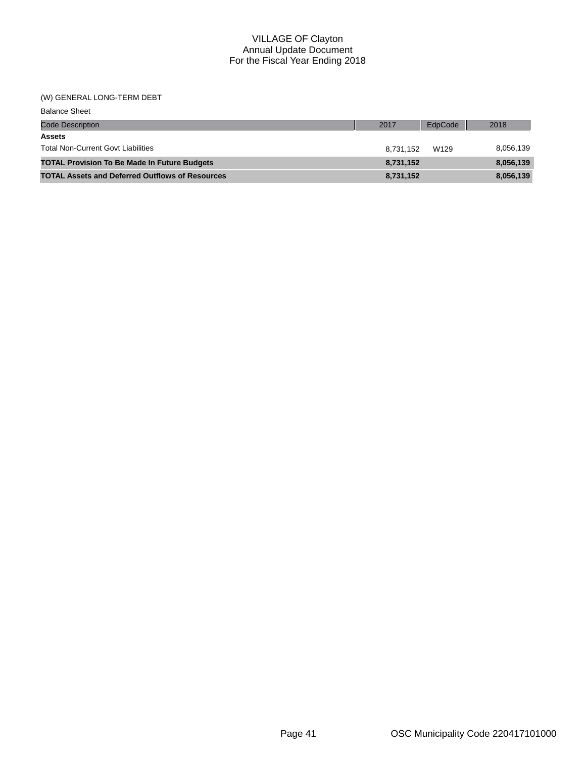# VILLAGE OF Clayton
## Annual Update Document
## For the Fiscal Year Ending 2018

(W) GENERAL LONG-TERM DEBT

Balance Sheet

| Code Description | 2017 | EdpCode | 2018 |
|---|---|---|---|
| **Assets** | | | |
| Total Non-Current Govt Liabilities | 8,731,152 | W129 | 8,056,139 |
| **TOTAL Provision To Be Made In Future Budgets** | **8,731,152** | | **8,056,139** |
| **TOTAL Assets and Deferred Outflows of Resources** | **8,731,152** | | **8,056,139** |

OSC Municipality Code 220417101000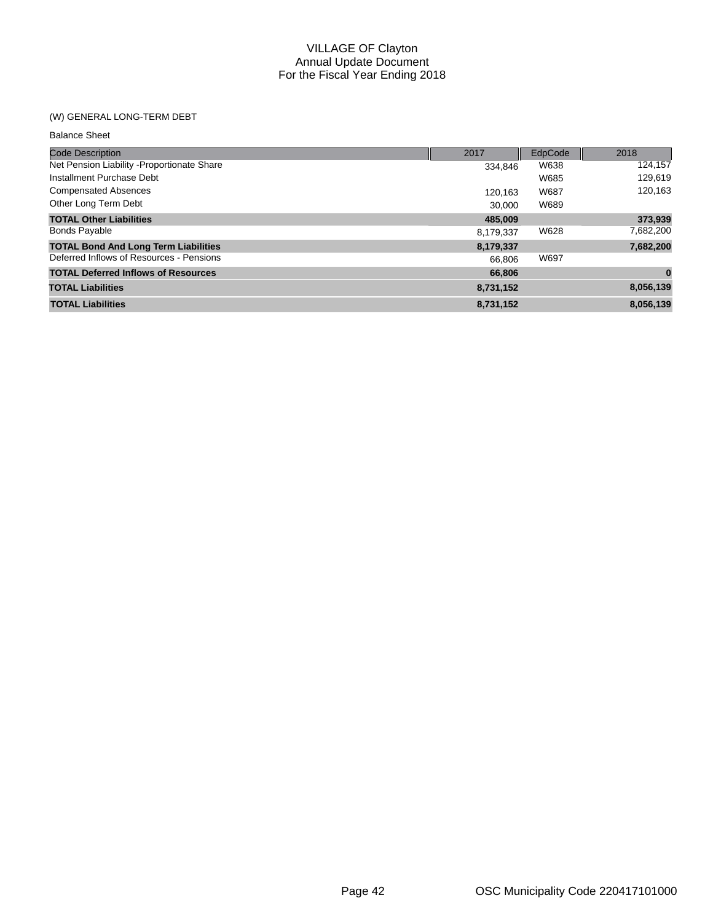# VILLAGE OF Clayton
## Annual Update Document
## For the Fiscal Year Ending 2018

(W) GENERAL LONG-TERM DEBT

Balance Sheet

| Code Description | 2017 | EdpCode | 2018 |
|---|---|---|---|
| Net Pension Liability -Proportionate Share | 334,846 | W638 | 124,157 |
| Installment Purchase Debt | | W685 | 129,619 |
| Compensated Absences | 120,163 | W687 | 120,163 |
| Other Long Term Debt | 30,000 | W689 | |
| **TOTAL Other Liabilities** | **485,009** | | **373,939** |
| Bonds Payable | 8,179,337 | W628 | 7,682,200 |
| **TOTAL Bond And Long Term Liabilities** | **8,179,337** | | **7,682,200** |
| Deferred Inflows of Resources - Pensions | 66,806 | W697 | |
| **TOTAL Deferred Inflows of Resources** | **66,806** | | **0** |
| **TOTAL Liabilities** | **8,731,152** | | **8,056,139** |
| **TOTAL Liabilities** | **8,731,152** | | **8,056,139** |

OSC Municipality Code 220417101000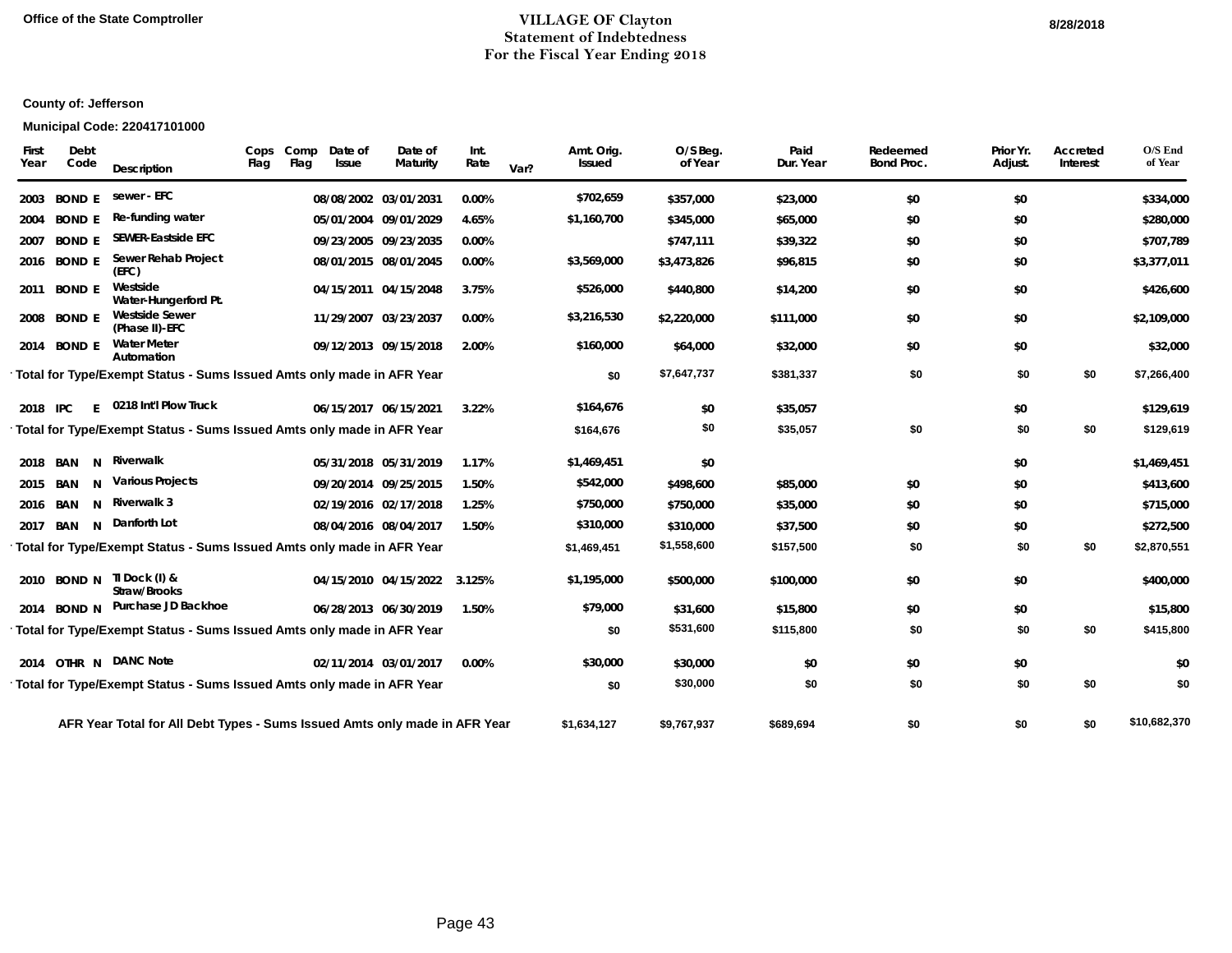Office of the State Comptroller

# VILLAGE OF Clayton
## Statement of Indebtedness
## For the Fiscal Year Ending 2018

8/28/2018

**County of: Jefferson**

**Municipal Code: 220417101000**

| First Year | Debt Code | | Description | Cops Flag | Comp Flag | Date of Issue | Date of Maturity | Int. Rate | Var? | Amt. Orig. Issued | O/S Beg. of Year | Paid Dur. Year | Redeemed Bond Proc. | Prior Yr. Adjust. | Accreted Interest | O/S End of Year |
|---|---|---|---|---|---|---|---|---|---|---|---|---|---|---|---|---|
| 2003 | BOND | E | sewer - EFC | | | 08/08/2002 | 03/01/2031 | 0.00% | | $702,659 | $357,000 | $23,000 | $0 | $0 | | $334,000 |
| 2004 | BOND | E | Re-funding water | | | 05/01/2004 | 09/01/2029 | 4.65% | | $1,160,700 | $345,000 | $65,000 | $0 | $0 | | $280,000 |
| 2007 | BOND | E | SEWER-Eastside EFC | | | 09/23/2005 | 09/23/2035 | 0.00% | | | $747,111 | $39,322 | $0 | $0 | | $707,789 |
| 2016 | BOND | E | Sewer Rehab Project (EFC) | | | 08/01/2015 | 08/01/2045 | 0.00% | | $3,569,000 | $3,473,826 | $96,815 | $0 | $0 | | $3,377,011 |
| 2011 | BOND | E | Westside Water-Hungerford Pt. | | | 04/15/2011 | 04/15/2048 | 3.75% | | $526,000 | $440,800 | $14,200 | $0 | $0 | | $426,600 |
| 2008 | BOND | E | Westside Sewer (Phase II)-EFC | | | 11/29/2007 | 03/23/2037 | 0.00% | | $3,216,530 | $2,220,000 | $111,000 | $0 | $0 | | $2,109,000 |
| 2014 | BOND | E | Water Meter Automation | | | 09/12/2013 | 09/15/2018 | 2.00% | | $160,000 | $64,000 | $32,000 | $0 | $0 | | $32,000 |
| Total for Type/Exempt Status - Sums Issued Amts only made in AFR Year | | | | | | | | | | $0 | $7,647,737 | $381,337 | $0 | $0 | $0 | $7,266,400 |
| 2018 | IPC | E | 0218 Int'l Plow Truck | | | 06/15/2017 | 06/15/2021 | 3.22% | | $164,676 | $0 | $35,057 | | $0 | | $129,619 |
| Total for Type/Exempt Status - Sums Issued Amts only made in AFR Year | | | | | | | | | | $164,676 | $0 | $35,057 | $0 | $0 | $0 | $129,619 |
| 2018 | BAN | N | Riverwalk | | | 05/31/2018 | 05/31/2019 | 1.17% | | $1,469,451 | $0 | | | $0 | | $1,469,451 |
| 2015 | BAN | N | Various Projects | | | 09/20/2014 | 09/25/2015 | 1.50% | | $542,000 | $498,600 | $85,000 | $0 | $0 | | $413,600 |
| 2016 | BAN | N | Riverwalk 3 | | | 02/19/2016 | 02/17/2018 | 1.25% | | $750,000 | $750,000 | $35,000 | $0 | $0 | | $715,000 |
| 2017 | BAN | N | Danforth Lot | | | 08/04/2016 | 08/04/2017 | 1.50% | | $310,000 | $310,000 | $37,500 | $0 | $0 | | $272,500 |
| Total for Type/Exempt Status - Sums Issued Amts only made in AFR Year | | | | | | | | | | $1,469,451 | $1,558,600 | $157,500 | $0 | $0 | $0 | $2,870,551 |
| 2010 | BOND | N | TI Dock (I) & Straw/Brooks | | | 04/15/2010 | 04/15/2022 | 3.125% | | $1,195,000 | $500,000 | $100,000 | $0 | $0 | | $400,000 |
| 2014 | BOND | N | Purchase JD Backhoe | | | 06/28/2013 | 06/30/2019 | 1.50% | | $79,000 | $31,600 | $15,800 | $0 | $0 | | $15,800 |
| Total for Type/Exempt Status - Sums Issued Amts only made in AFR Year | | | | | | | | | | $0 | $531,600 | $115,800 | $0 | $0 | $0 | $415,800 |
| 2014 | OTHR | N | DANC Note | | | 02/11/2014 | 03/01/2017 | 0.00% | | $30,000 | $30,000 | $0 | $0 | $0 | | $0 |
| Total for Type/Exempt Status - Sums Issued Amts only made in AFR Year | | | | | | | | | | $0 | $30,000 | $0 | $0 | $0 | $0 | $0 |
| AFR Year Total for All Debt Types - Sums Issued Amts only made in AFR Year | | | | | | | | | | $1,634,127 | $9,767,937 | $689,694 | $0 | $0 | $0 | $10,682,370 |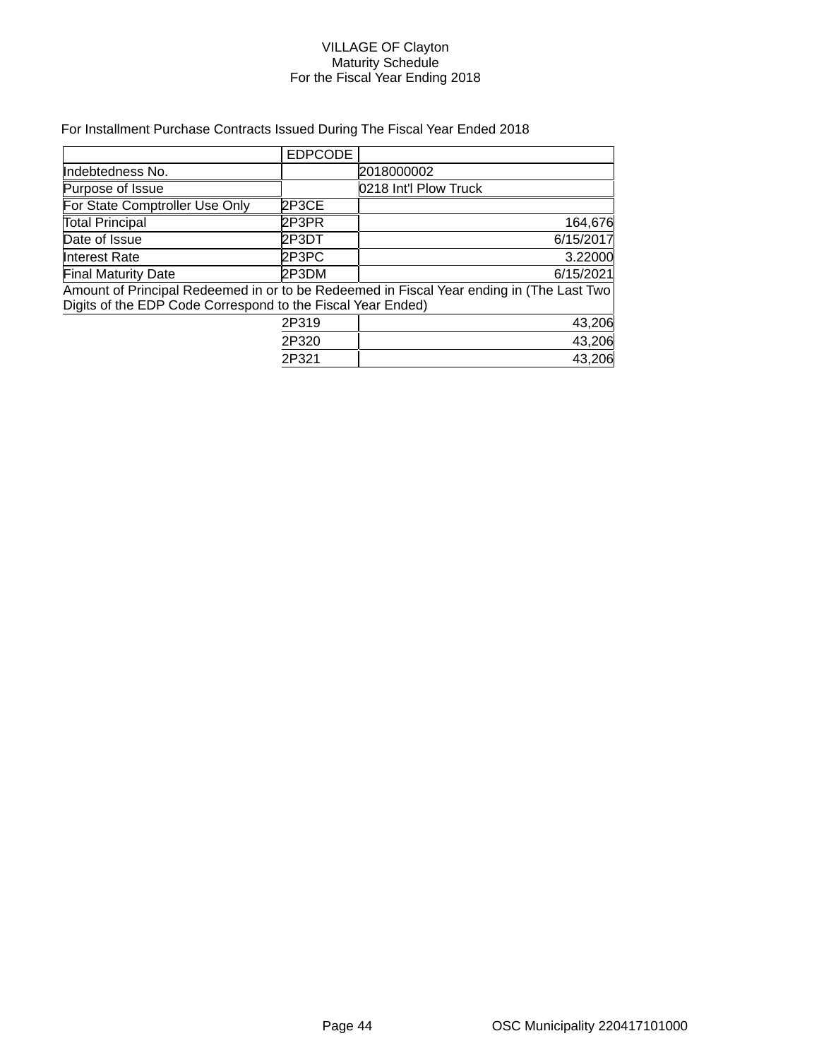VILLAGE OF Clayton
Maturity Schedule
For the Fiscal Year Ending 2018

For Installment Purchase Contracts Issued During The Fiscal Year Ended 2018

| | EDPCODE | |
|---|---|---|
| Indebtedness No. | | 2018000002 |
| Purpose of Issue | | 0218 Int'l Plow Truck |
| For State Comptroller Use Only | 2P3CE | |
| Total Principal | 2P3PR | 164,676 |
| Date of Issue | 2P3DT | 6/15/2017 |
| Interest Rate | 2P3PC | 3.22000 |
| Final Maturity Date | 2P3DM | 6/15/2021 |
| Amount of Principal Redeemed in or to be Redeemed in Fiscal Year ending in (The Last Two Digits of the EDP Code Correspond to the Fiscal Year Ended) | | |
| | 2P319 | 43,206 |
| | 2P320 | 43,206 |
| | 2P321 | 43,206 |

OSC Municipality 220417101000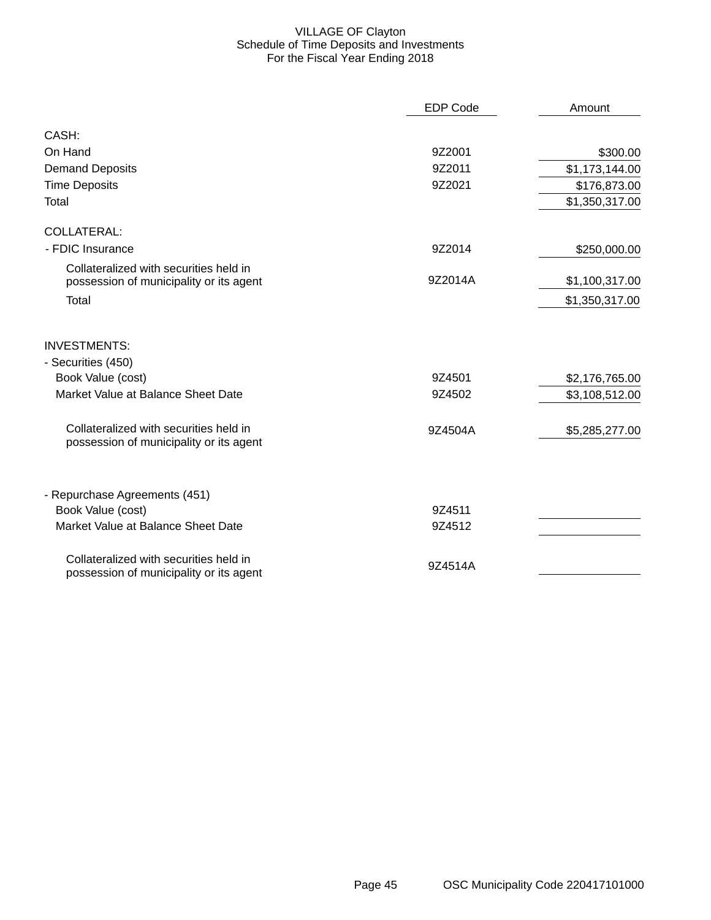# VILLAGE OF Clayton
## Schedule of Time Deposits and Investments
### For the Fiscal Year Ending 2018

| | EDP Code | Amount |
|---|---|---|
| **CASH:** | | |
| On Hand | 9Z2001 | $300.00 |
| Demand Deposits | 9Z2011 | $1,173,144.00 |
| Time Deposits | 9Z2021 | $176,873.00 |
| Total | | $1,350,317.00 |
| **COLLATERAL:** | | |
| - FDIC Insurance | 9Z2014 | $250,000.00 |
| Collateralized with securities held in possession of municipality or its agent | 9Z2014A | $1,100,317.00 |
| Total | | $1,350,317.00 |
| **INVESTMENTS:** | | |
| - Securities (450) | | |
| Book Value (cost) | 9Z4501 | $2,176,765.00 |
| Market Value at Balance Sheet Date | 9Z4502 | $3,108,512.00 |
| Collateralized with securities held in possession of municipality or its agent | 9Z4504A | $5,285,277.00 |
| - Repurchase Agreements (451) | | |
| Book Value (cost) | 9Z4511 | |
| Market Value at Balance Sheet Date | 9Z4512 | |
| Collateralized with securities held in possession of municipality or its agent | 9Z4514A | |

OSC Municipality Code 220417101000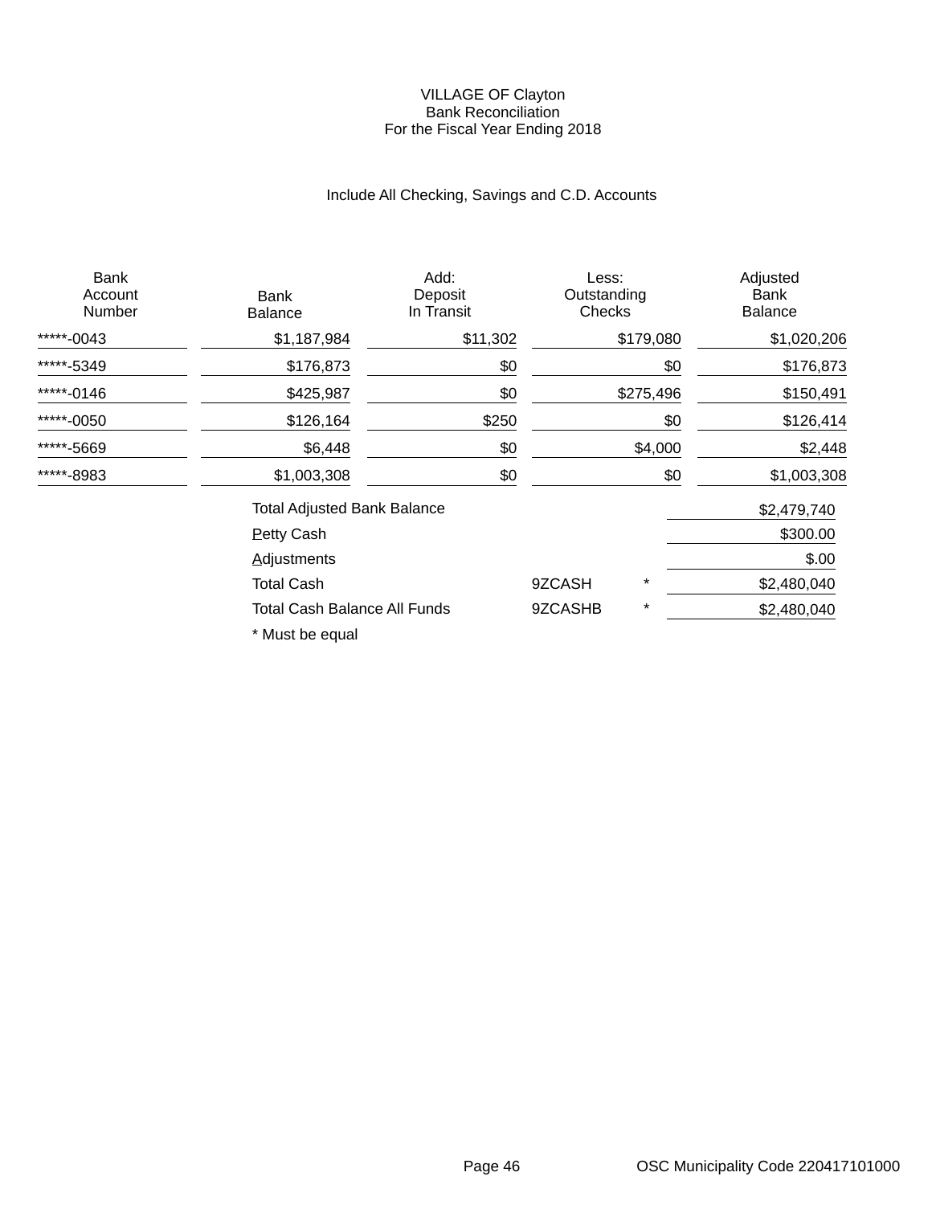# VILLAGE OF Clayton
## Bank Reconciliation
### For the Fiscal Year Ending 2018

Include All Checking, Savings and C.D. Accounts

| Bank Account Number | Bank Balance | Add: Deposit In Transit | Less: Outstanding Checks | Adjusted Bank Balance |
|---|---|---|---|---|
| *****-0043 | $1,187,984 | $11,302 | $179,080 | $1,020,206 |
| *****-5349 | $176,873 | $0 | $0 | $176,873 |
| *****-0146 | $425,987 | $0 | $275,496 | $150,491 |
| *****-0050 | $126,164 | $250 | $0 | $126,414 |
| *****-5669 | $6,448 | $0 | $4,000 | $2,448 |
| *****-8983 | $1,003,308 | $0 | $0 | $1,003,308 |

| | | | |
|---|---|---|---|
| Total Adjusted Bank Balance | | | $2,479,740 |
| Petty Cash | | | $300.00 |
| Adjustments | | | $.00 |
| Total Cash | 9ZCASH | * | $2,480,040 |
| Total Cash Balance All Funds | 9ZCASHB | * | $2,480,040 |

* Must be equal

OSC Municipality Code 220417101000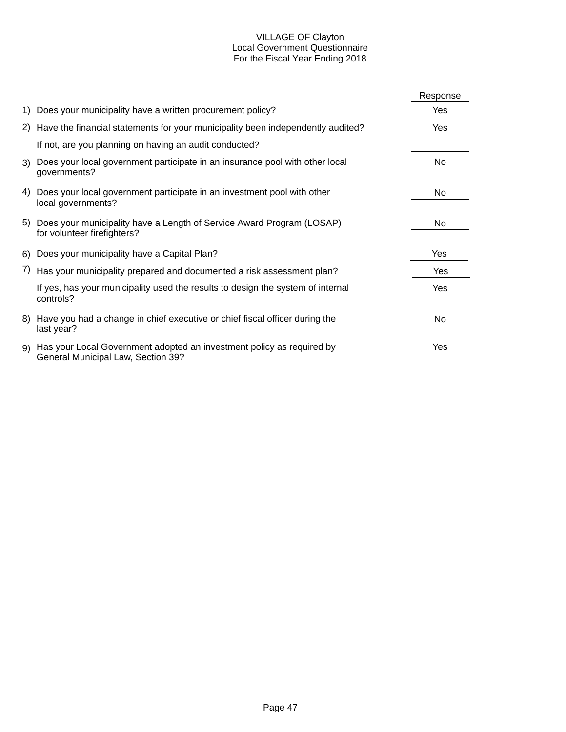# VILLAGE OF Clayton
## Local Government Questionnaire
### For the Fiscal Year Ending 2018

| | Question | Response |
|---|---|---|
| 1) | Does your municipality have a written procurement policy? | Yes |
| 2) | Have the financial statements for your municipality been independently audited? | Yes |
| | If not, are you planning on having an audit conducted? | |
| 3) | Does your local government participate in an insurance pool with other local governments? | No |
| 4) | Does your local government participate in an investment pool with other local governments? | No |
| 5) | Does your municipality have a Length of Service Award Program (LOSAP) for volunteer firefighters? | No |
| 6) | Does your municipality have a Capital Plan? | Yes |
| 7) | Has your municipality prepared and documented a risk assessment plan? | Yes |
| | If yes, has your municipality used the results to design the system of internal controls? | Yes |
| 8) | Have you had a change in chief executive or chief fiscal officer during the last year? | No |
| 9) | Has your Local Government adopted an investment policy as required by General Municipal Law, Section 39? | Yes |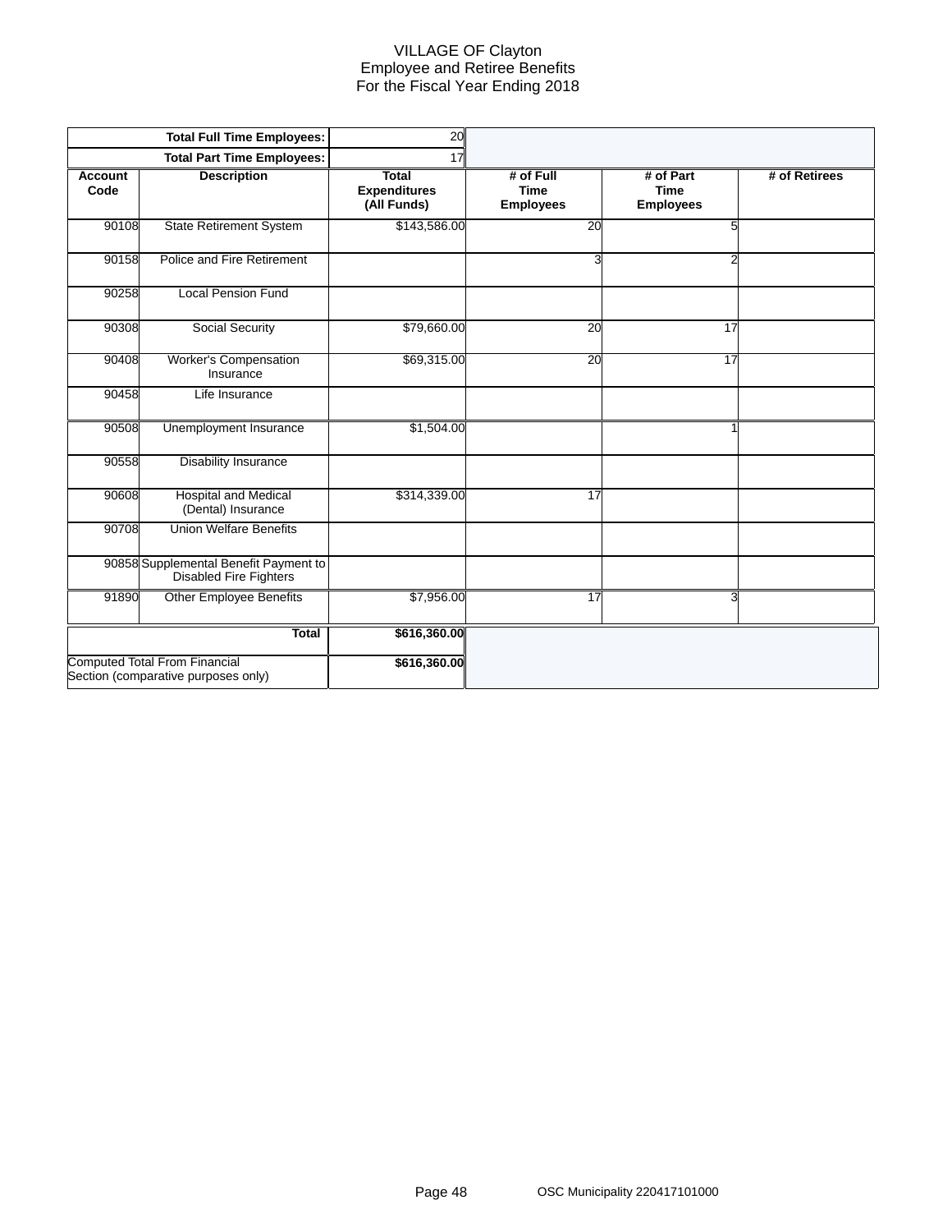# VILLAGE OF Clayton
## Employee and Retiree Benefits
## For the Fiscal Year Ending 2018

| | Total Full Time Employees: | 20 | | | |
|---|---|---|---|---|---|
| | **Total Part Time Employees:** | 17 | | | |
| **Account Code** | **Description** | **Total Expenditures (All Funds)** | **# of Full Time Employees** | **# of Part Time Employees** | **# of Retirees** |
| 90108 | State Retirement System | $143,586.00 | 20 | 5 | |
| 90158 | Police and Fire Retirement | | 3 | 2 | |
| 90258 | Local Pension Fund | | | | |
| 90308 | Social Security | $79,660.00 | 20 | 17 | |
| 90408 | Worker's Compensation Insurance | $69,315.00 | 20 | 17 | |
| 90458 | Life Insurance | | | | |
| 90508 | Unemployment Insurance | $1,504.00 | | 1 | |
| 90558 | Disability Insurance | | | | |
| 90608 | Hospital and Medical (Dental) Insurance | $314,339.00 | 17 | | |
| 90708 | Union Welfare Benefits | | | | |
| 90858 | Supplemental Benefit Payment to Disabled Fire Fighters | | | | |
| 91890 | Other Employee Benefits | $7,956.00 | 17 | 3 | |
| | **Total** | **$616,360.00** | | | |
| Computed Total From Financial Section (comparative purposes only) | | **$616,360.00** | | | |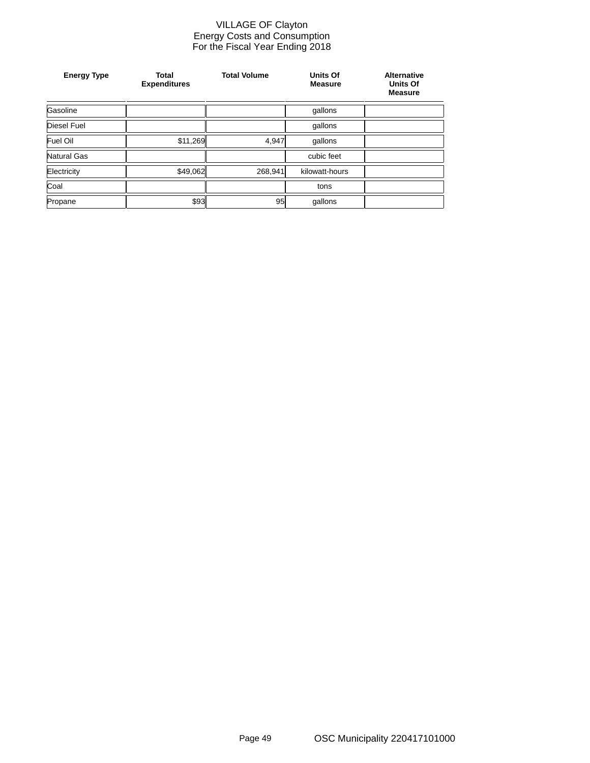# VILLAGE OF Clayton
## Energy Costs and Consumption
## For the Fiscal Year Ending 2018

| Energy Type | Total Expenditures | Total Volume | Units Of Measure | Alternative Units Of Measure |
|---|---|---|---|---|
| Gasoline | | | gallons | |
| Diesel Fuel | | | gallons | |
| Fuel Oil | $11,269 | 4,947 | gallons | |
| Natural Gas | | | cubic feet | |
| Electricity | $49,062 | 268,941 | kilowatt-hours | |
| Coal | | | tons | |
| Propane | $93 | 95 | gallons | |

OSC Municipality 220417101000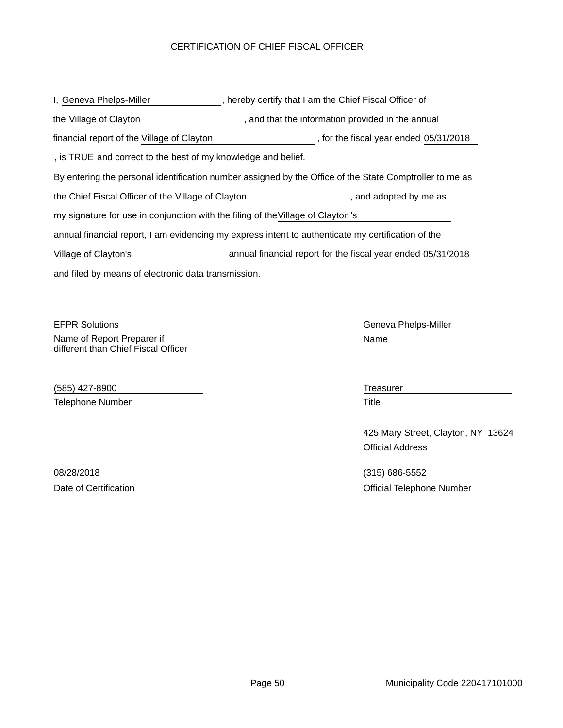# CERTIFICATION OF CHIEF FISCAL OFFICER

I, Geneva Phelps-Miller, hereby certify that I am the Chief Fiscal Officer of the Village of Clayton, and that the information provided in the annual financial report of the Village of Clayton, for the fiscal year ended 05/31/2018, is TRUE and correct to the best of my knowledge and belief.

By entering the personal identification number assigned by the Office of the State Comptroller to me as the Chief Fiscal Officer of the Village of Clayton, and adopted by me as my signature for use in conjunction with the filing of the Village of Clayton's annual financial report, I am evidencing my express intent to authenticate my certification of the Village of Clayton's annual financial report for the fiscal year ended 05/31/2018 and filed by means of electronic data transmission.

EFPR Solutions
Name of Report Preparer if different than Chief Fiscal Officer

(585) 427-8900
Telephone Number

08/28/2018
Date of Certification

Geneva Phelps-Miller
Name

Treasurer
Title

425 Mary Street, Clayton, NY 13624
Official Address

(315) 686-5552
Official Telephone Number

Municipality Code 220417101000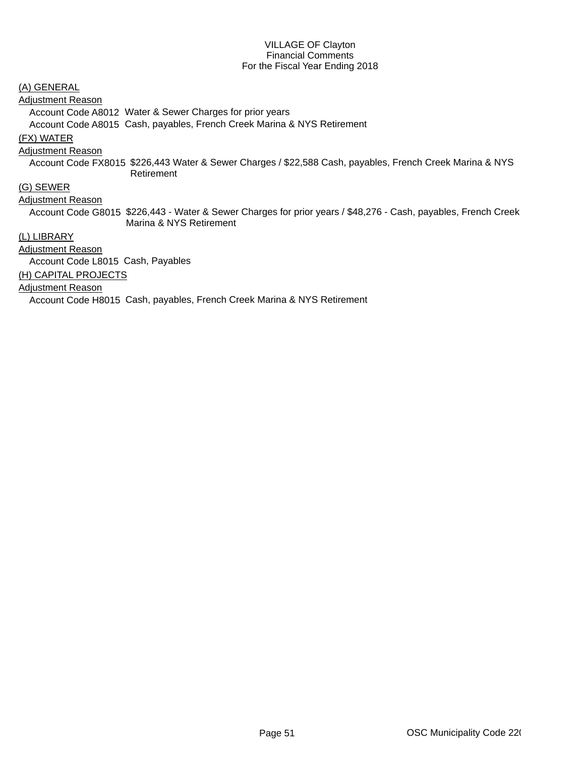VILLAGE OF Clayton
Financial Comments
For the Fiscal Year Ending 2018

(A) GENERAL

Adjustment Reason

Account Code A8012 Water & Sewer Charges for prior years

Account Code A8015 Cash, payables, French Creek Marina & NYS Retirement

(FX) WATER

Adjustment Reason

Account Code FX8015 $226,443 Water & Sewer Charges / $22,588 Cash, payables, French Creek Marina & NYS Retirement

(G) SEWER

Adjustment Reason

Account Code G8015 $226,443 - Water & Sewer Charges for prior years / $48,276 - Cash, payables, French Creek Marina & NYS Retirement

(L) LIBRARY

Adjustment Reason

Account Code L8015 Cash, Payables

(H) CAPITAL PROJECTS

Adjustment Reason

Account Code H8015 Cash, payables, French Creek Marina & NYS Retirement